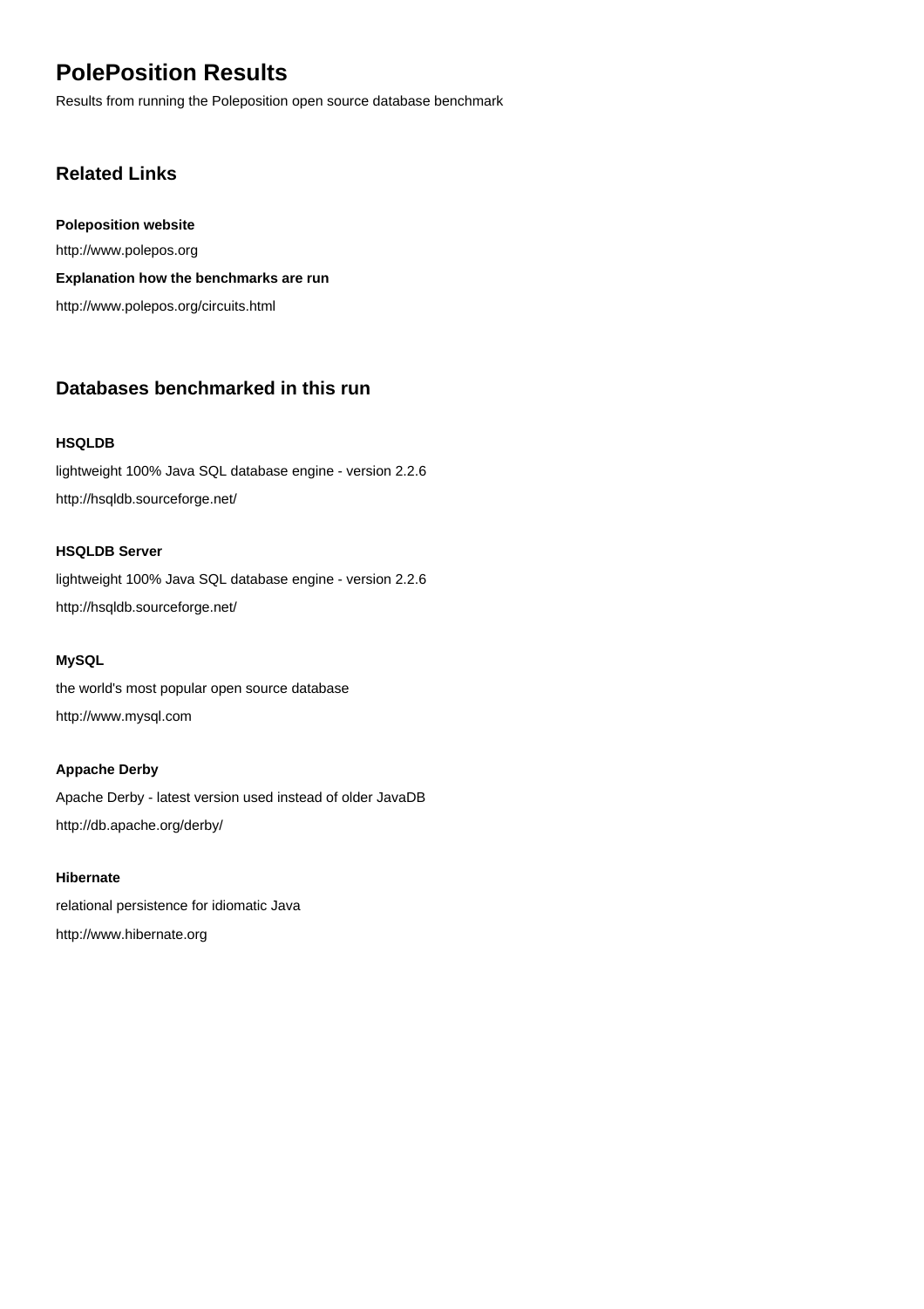# PolePosition Results

Results from running the Poleposition open source database benchmark

## Related Links

**Poleposition website**

http://www.polepos.org

**Explanation how the benchmarks are run**

http://www.polepos.org/circuits.html

## Databases benchmarked in this run

**HSQLDB**

lightweight 100% Java SQL database engine - version 2.2.6

http://hsqldb.sourceforge.net/

**HSQLDB Server**

lightweight 100% Java SQL database engine - version 2.2.6

http://hsqldb.sourceforge.net/

**MySQL**

the world's most popular open source database

http://www.mysql.com

**Appache Derby**

Apache Derby - latest version used instead of older JavaDB

http://db.apache.org/derby/

**Hibernate**

relational persistence for idiomatic Java

http://www.hibernate.org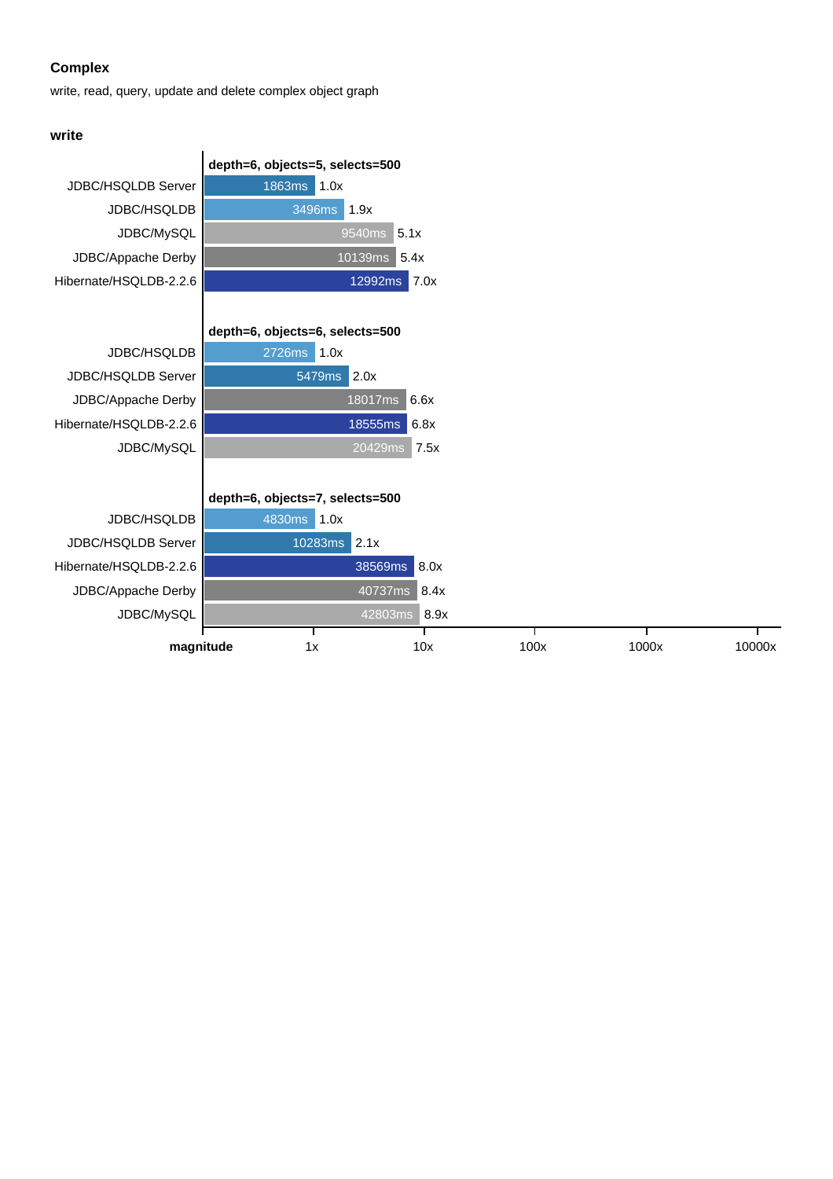### Complex

write, read, query, update and delete complex object graph

#### write

**depth=6, objects=5, selects=500**

| Database | Time | Magnitude |
|---|---|---|
| JDBC/HSQLDB Server | 1863ms | 1.0x |
| JDBC/HSQLDB | 3496ms | 1.9x |
| JDBC/MySQL | 9540ms | 5.1x |
| JDBC/Appache Derby | 10139ms | 5.4x |
| Hibernate/HSQLDB-2.2.6 | 12992ms | 7.0x |

**depth=6, objects=6, selects=500**

| Database | Time | Magnitude |
|---|---|---|
| JDBC/HSQLDB | 2726ms | 1.0x |
| JDBC/HSQLDB Server | 5479ms | 2.0x |
| JDBC/Appache Derby | 18017ms | 6.6x |
| Hibernate/HSQLDB-2.2.6 | 18555ms | 6.8x |
| JDBC/MySQL | 20429ms | 7.5x |

**depth=6, objects=7, selects=500**

| Database | Time | Magnitude |
|---|---|---|
| JDBC/HSQLDB | 4830ms | 1.0x |
| JDBC/HSQLDB Server | 10283ms | 2.1x |
| Hibernate/HSQLDB-2.2.6 | 38569ms | 8.0x |
| JDBC/Appache Derby | 40737ms | 8.4x |
| JDBC/MySQL | 42803ms | 8.9x |

**magnitude** 1x 10x 100x 1000x 10000x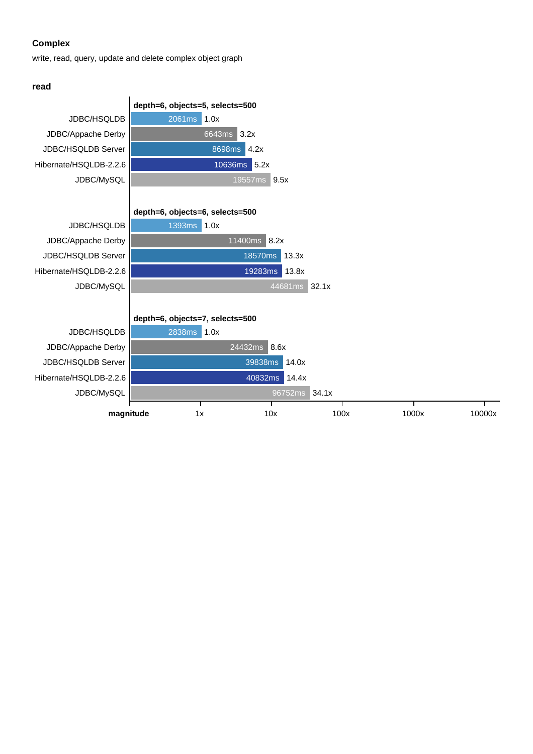## Complex

write, read, query, update and delete complex object graph

### read

**depth=6, objects=5, selects=500**

| Implementation | Time | Magnitude |
|---|---|---|
| JDBC/HSQLDB | 2061ms | 1.0x |
| JDBC/Appache Derby | 6643ms | 3.2x |
| JDBC/HSQLDB Server | 8698ms | 4.2x |
| Hibernate/HSQLDB-2.2.6 | 10636ms | 5.2x |
| JDBC/MySQL | 19557ms | 9.5x |

**depth=6, objects=6, selects=500**

| Implementation | Time | Magnitude |
|---|---|---|
| JDBC/HSQLDB | 1393ms | 1.0x |
| JDBC/Appache Derby | 11400ms | 8.2x |
| JDBC/HSQLDB Server | 18570ms | 13.3x |
| Hibernate/HSQLDB-2.2.6 | 19283ms | 13.8x |
| JDBC/MySQL | 44681ms | 32.1x |

**depth=6, objects=7, selects=500**

| Implementation | Time | Magnitude |
|---|---|---|
| JDBC/HSQLDB | 2838ms | 1.0x |
| JDBC/Appache Derby | 24432ms | 8.6x |
| JDBC/HSQLDB Server | 39838ms | 14.0x |
| Hibernate/HSQLDB-2.2.6 | 40832ms | 14.4x |
| JDBC/MySQL | 96752ms | 34.1x |

**magnitude**: 1x, 10x, 100x, 1000x, 10000x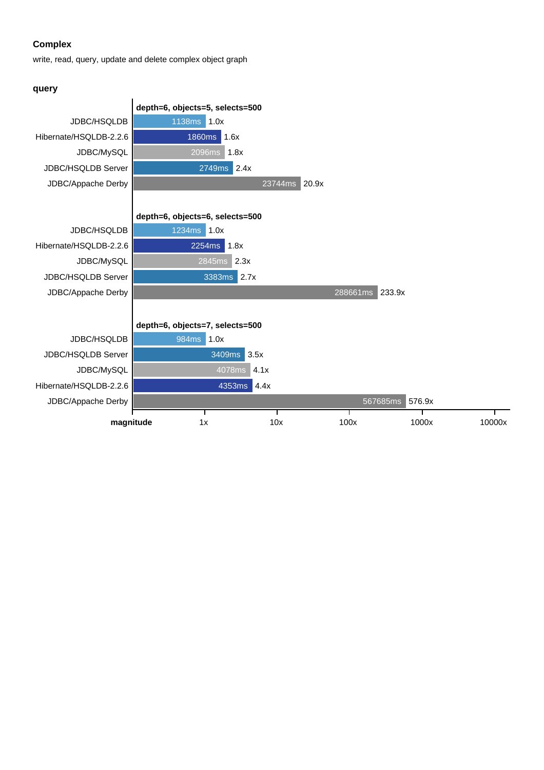**Complex**

write, read, query, update and delete complex object graph

**query**

**depth=6, objects=5, selects=500**

| Database | Time | Magnitude |
|---|---|---|
| JDBC/HSQLDB | 1138ms | 1.0x |
| Hibernate/HSQLDB-2.2.6 | 1860ms | 1.6x |
| JDBC/MySQL | 2096ms | 1.8x |
| JDBC/HSQLDB Server | 2749ms | 2.4x |
| JDBC/Appache Derby | 23744ms | 20.9x |

**depth=6, objects=6, selects=500**

| Database | Time | Magnitude |
|---|---|---|
| JDBC/HSQLDB | 1234ms | 1.0x |
| Hibernate/HSQLDB-2.2.6 | 2254ms | 1.8x |
| JDBC/MySQL | 2845ms | 2.3x |
| JDBC/HSQLDB Server | 3383ms | 2.7x |
| JDBC/Appache Derby | 288661ms | 233.9x |

**depth=6, objects=7, selects=500**

| Database | Time | Magnitude |
|---|---|---|
| JDBC/HSQLDB | 984ms | 1.0x |
| JDBC/HSQLDB Server | 3409ms | 3.5x |
| JDBC/MySQL | 4078ms | 4.1x |
| Hibernate/HSQLDB-2.2.6 | 4353ms | 4.4x |
| JDBC/Appache Derby | 567685ms | 576.9x |

**magnitude** 1x 10x 100x 1000x 10000x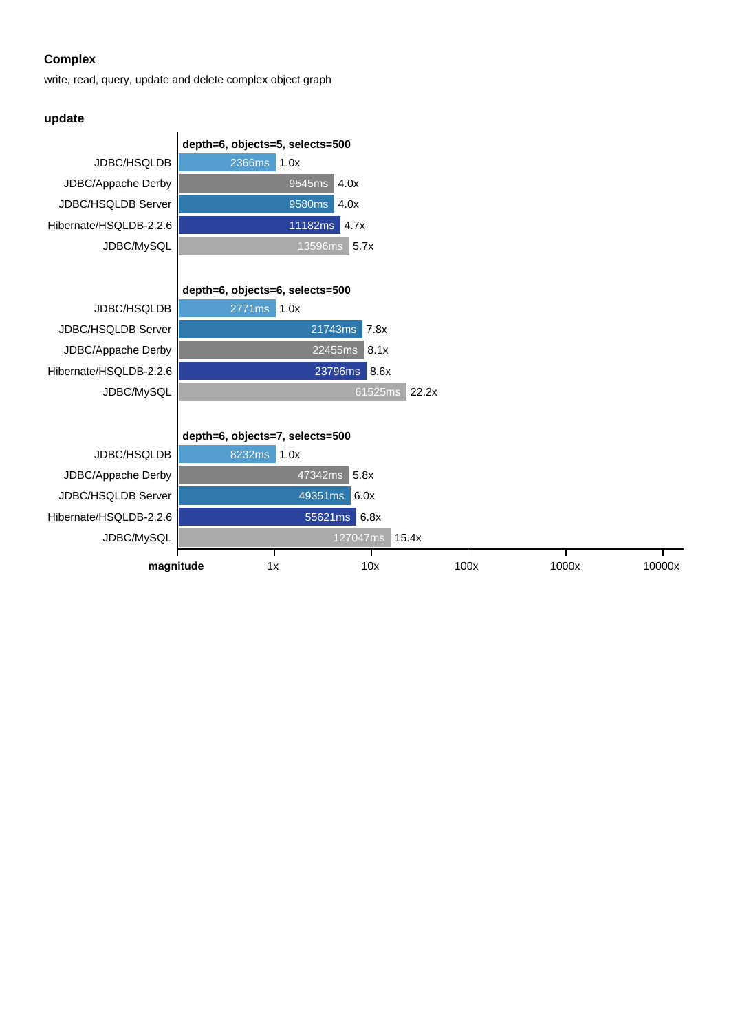## Complex

write, read, query, update and delete complex object graph

### update

**depth=6, objects=5, selects=500**

| Implementation | Time | Magnitude |
|---|---|---|
| JDBC/HSQLDB | 2366ms | 1.0x |
| JDBC/Appache Derby | 9545ms | 4.0x |
| JDBC/HSQLDB Server | 9580ms | 4.0x |
| Hibernate/HSQLDB-2.2.6 | 11182ms | 4.7x |
| JDBC/MySQL | 13596ms | 5.7x |

**depth=6, objects=6, selects=500**

| Implementation | Time | Magnitude |
|---|---|---|
| JDBC/HSQLDB | 2771ms | 1.0x |
| JDBC/HSQLDB Server | 21743ms | 7.8x |
| JDBC/Appache Derby | 22455ms | 8.1x |
| Hibernate/HSQLDB-2.2.6 | 23796ms | 8.6x |
| JDBC/MySQL | 61525ms | 22.2x |

**depth=6, objects=7, selects=500**

| Implementation | Time | Magnitude |
|---|---|---|
| JDBC/HSQLDB | 8232ms | 1.0x |
| JDBC/Appache Derby | 47342ms | 5.8x |
| JDBC/HSQLDB Server | 49351ms | 6.0x |
| Hibernate/HSQLDB-2.2.6 | 55621ms | 6.8x |
| JDBC/MySQL | 127047ms | 15.4x |

**magnitude** 1x 10x 100x 1000x 10000x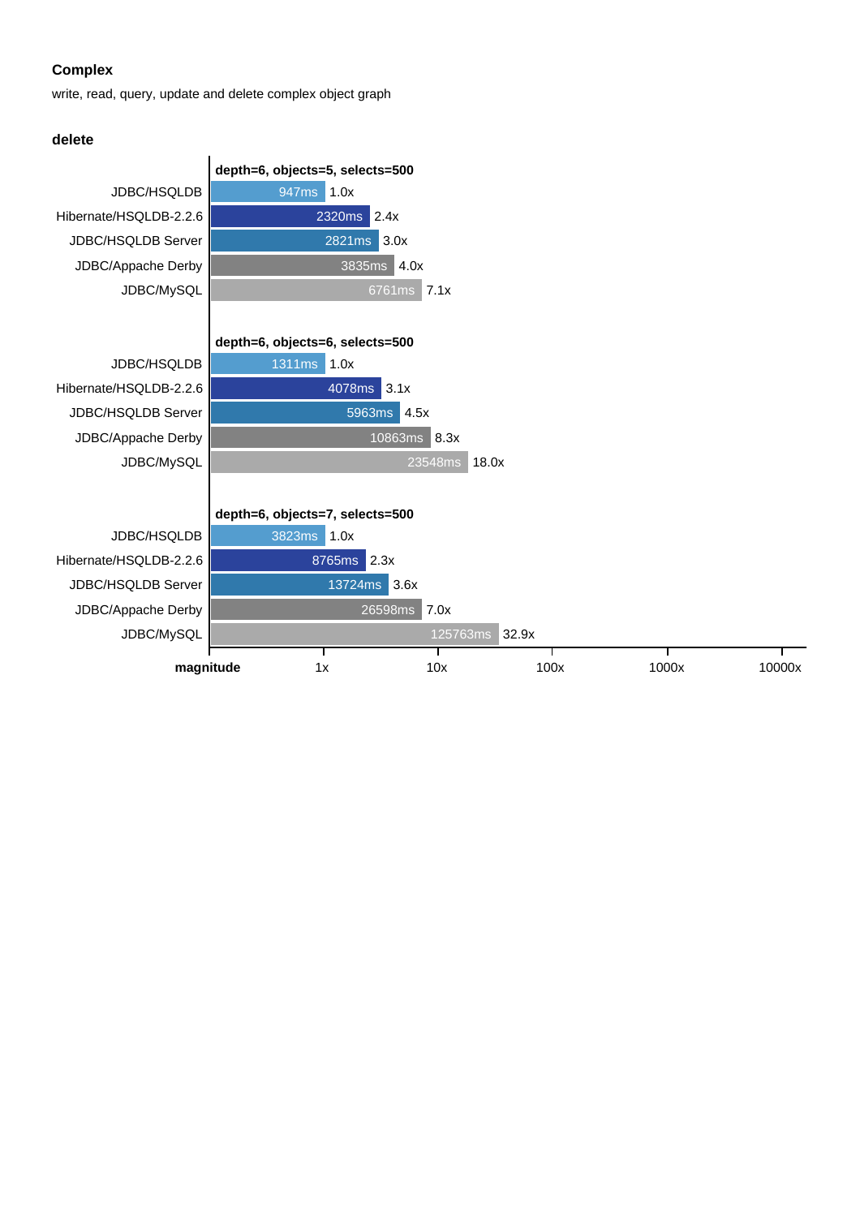### Complex

write, read, query, update and delete complex object graph

#### delete

**depth=6, objects=5, selects=500**

| | Time | Magnitude |
|---|---|---|
| JDBC/HSQLDB | 947ms | 1.0x |
| Hibernate/HSQLDB-2.2.6 | 2320ms | 2.4x |
| JDBC/HSQLDB Server | 2821ms | 3.0x |
| JDBC/Appache Derby | 3835ms | 4.0x |
| JDBC/MySQL | 6761ms | 7.1x |

**depth=6, objects=6, selects=500**

| | Time | Magnitude |
|---|---|---|
| JDBC/HSQLDB | 1311ms | 1.0x |
| Hibernate/HSQLDB-2.2.6 | 4078ms | 3.1x |
| JDBC/HSQLDB Server | 5963ms | 4.5x |
| JDBC/Appache Derby | 10863ms | 8.3x |
| JDBC/MySQL | 23548ms | 18.0x |

**depth=6, objects=7, selects=500**

| | Time | Magnitude |
|---|---|---|
| JDBC/HSQLDB | 3823ms | 1.0x |
| Hibernate/HSQLDB-2.2.6 | 8765ms | 2.3x |
| JDBC/HSQLDB Server | 13724ms | 3.6x |
| JDBC/Appache Derby | 26598ms | 7.0x |
| JDBC/MySQL | 125763ms | 32.9x |

**magnitude** 1x 10x 100x 1000x 10000x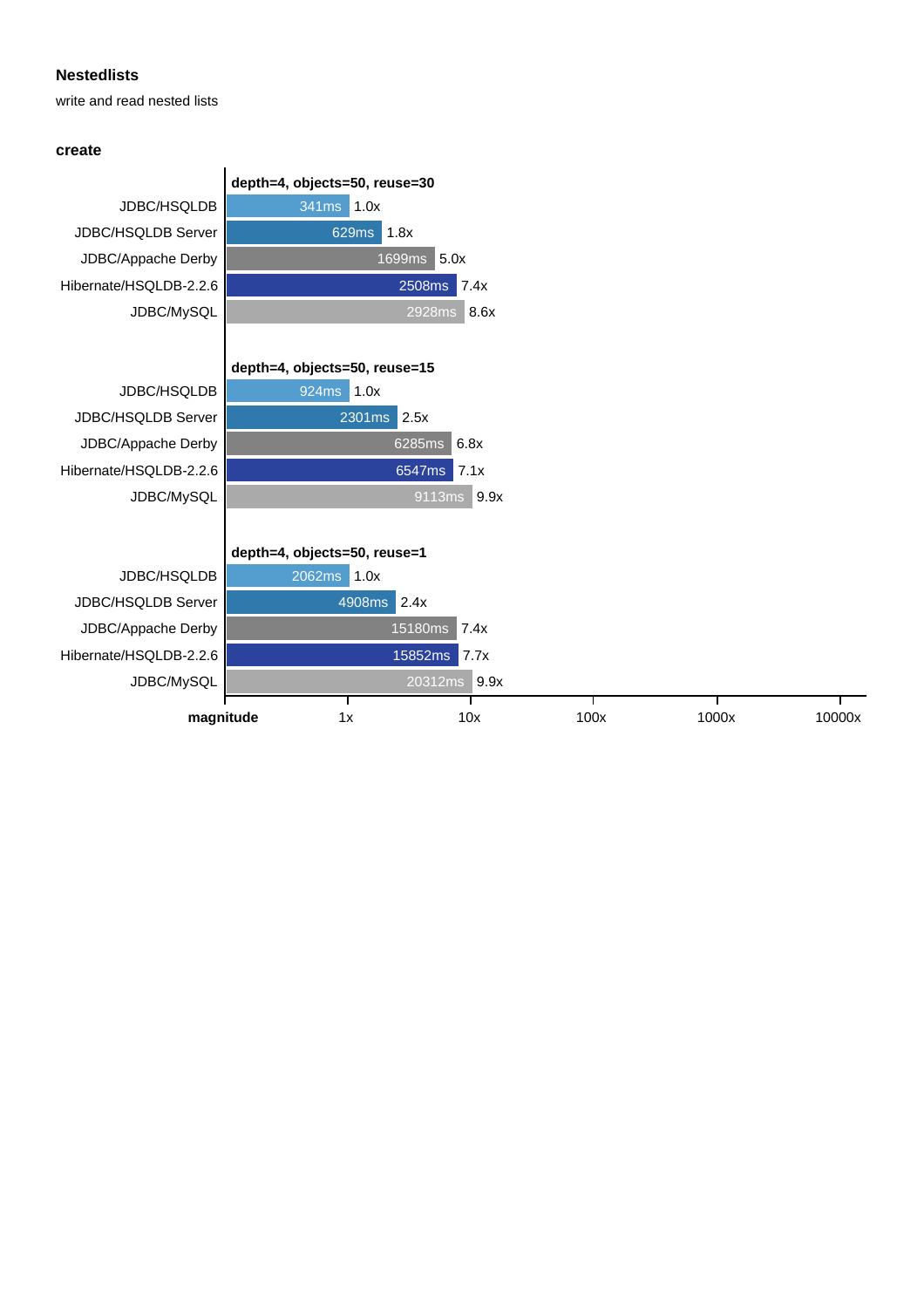## Nestedlists

write and read nested lists

### create

**depth=4, objects=50, reuse=30**

| | Time | Magnitude |
|---|---|---|
| JDBC/HSQLDB | 341ms | 1.0x |
| JDBC/HSQLDB Server | 629ms | 1.8x |
| JDBC/Appache Derby | 1699ms | 5.0x |
| Hibernate/HSQLDB-2.2.6 | 2508ms | 7.4x |
| JDBC/MySQL | 2928ms | 8.6x |

**depth=4, objects=50, reuse=15**

| | Time | Magnitude |
|---|---|---|
| JDBC/HSQLDB | 924ms | 1.0x |
| JDBC/HSQLDB Server | 2301ms | 2.5x |
| JDBC/Appache Derby | 6285ms | 6.8x |
| Hibernate/HSQLDB-2.2.6 | 6547ms | 7.1x |
| JDBC/MySQL | 9113ms | 9.9x |

**depth=4, objects=50, reuse=1**

| | Time | Magnitude |
|---|---|---|
| JDBC/HSQLDB | 2062ms | 1.0x |
| JDBC/HSQLDB Server | 4908ms | 2.4x |
| JDBC/Appache Derby | 15180ms | 7.4x |
| Hibernate/HSQLDB-2.2.6 | 15852ms | 7.7x |
| JDBC/MySQL | 20312ms | 9.9x |

**magnitude** 1x 10x 100x 1000x 10000x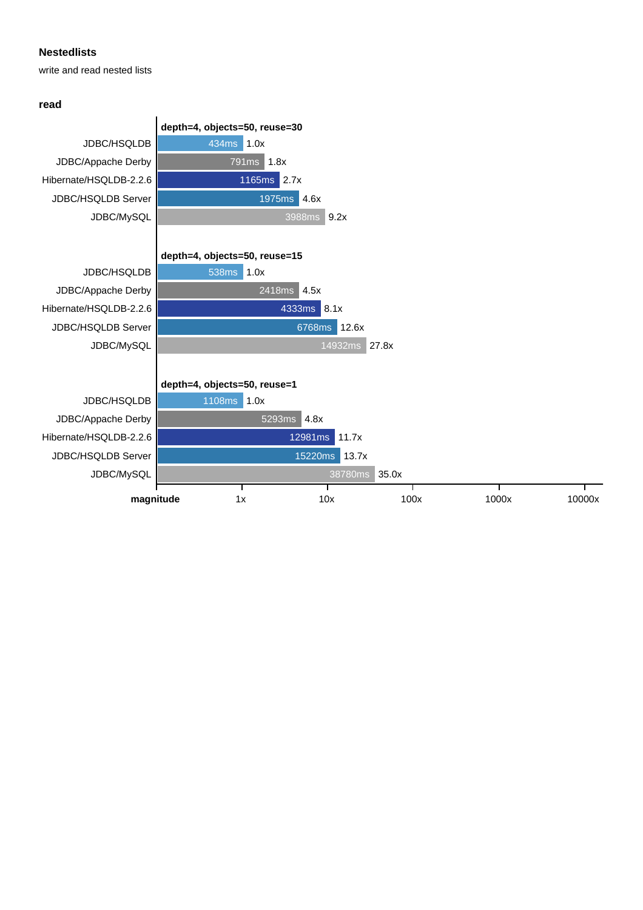**Nestedlists**

write and read nested lists

**read**

**depth=4, objects=50, reuse=30**

| Database | Time | Magnitude |
|---|---|---|
| JDBC/HSQLDB | 434ms | 1.0x |
| JDBC/Appache Derby | 791ms | 1.8x |
| Hibernate/HSQLDB-2.2.6 | 1165ms | 2.7x |
| JDBC/HSQLDB Server | 1975ms | 4.6x |
| JDBC/MySQL | 3988ms | 9.2x |

**depth=4, objects=50, reuse=15**

| Database | Time | Magnitude |
|---|---|---|
| JDBC/HSQLDB | 538ms | 1.0x |
| JDBC/Appache Derby | 2418ms | 4.5x |
| Hibernate/HSQLDB-2.2.6 | 4333ms | 8.1x |
| JDBC/HSQLDB Server | 6768ms | 12.6x |
| JDBC/MySQL | 14932ms | 27.8x |

**depth=4, objects=50, reuse=1**

| Database | Time | Magnitude |
|---|---|---|
| JDBC/HSQLDB | 1108ms | 1.0x |
| JDBC/Appache Derby | 5293ms | 4.8x |
| Hibernate/HSQLDB-2.2.6 | 12981ms | 11.7x |
| JDBC/HSQLDB Server | 15220ms | 13.7x |
| JDBC/MySQL | 38780ms | 35.0x |

**magnitude** 1x 10x 100x 1000x 10000x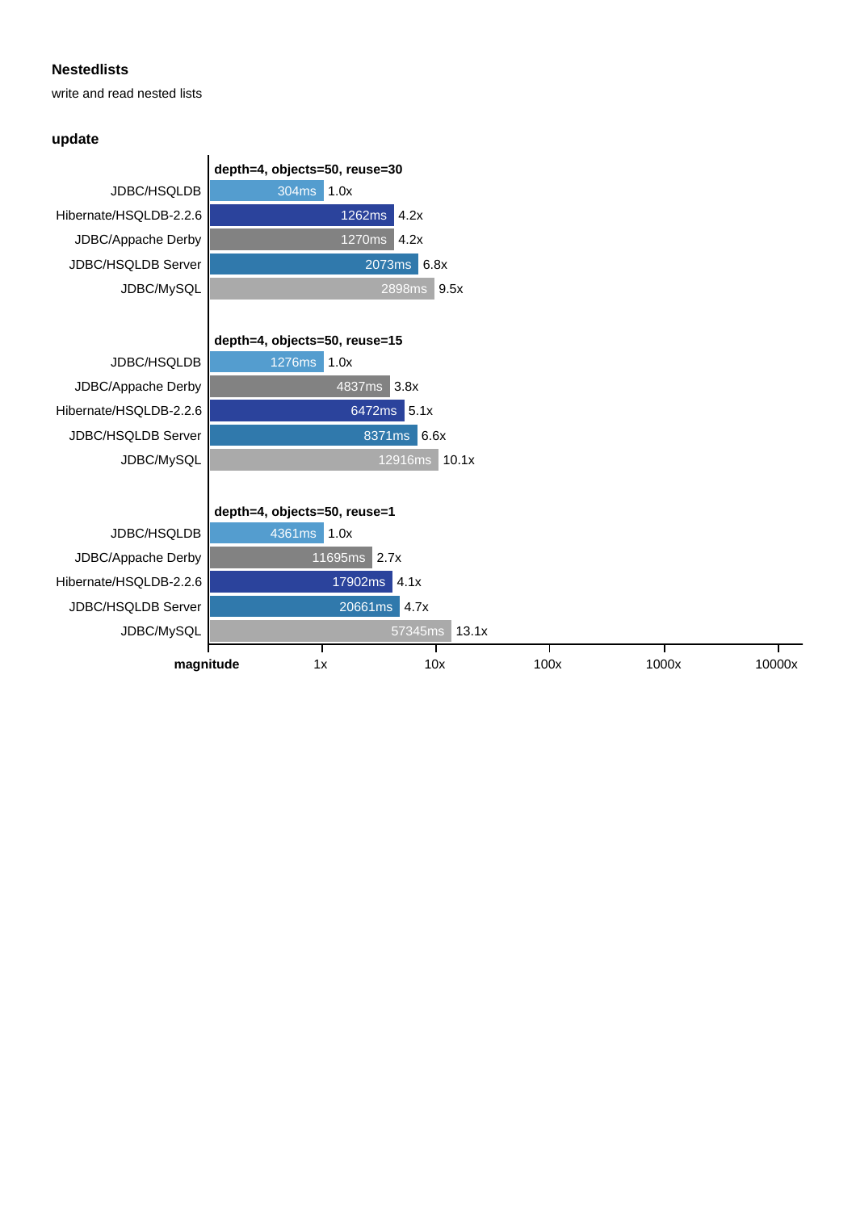**Nestedlists**

write and read nested lists

**update**

**depth=4, objects=50, reuse=30**

| Database | Time | Magnitude |
|---|---|---|
| JDBC/HSQLDB | 304ms | 1.0x |
| Hibernate/HSQLDB-2.2.6 | 1262ms | 4.2x |
| JDBC/Appache Derby | 1270ms | 4.2x |
| JDBC/HSQLDB Server | 2073ms | 6.8x |
| JDBC/MySQL | 2898ms | 9.5x |

**depth=4, objects=50, reuse=15**

| Database | Time | Magnitude |
|---|---|---|
| JDBC/HSQLDB | 1276ms | 1.0x |
| JDBC/Appache Derby | 4837ms | 3.8x |
| Hibernate/HSQLDB-2.2.6 | 6472ms | 5.1x |
| JDBC/HSQLDB Server | 8371ms | 6.6x |
| JDBC/MySQL | 12916ms | 10.1x |

**depth=4, objects=50, reuse=1**

| Database | Time | Magnitude |
|---|---|---|
| JDBC/HSQLDB | 4361ms | 1.0x |
| JDBC/Appache Derby | 11695ms | 2.7x |
| Hibernate/HSQLDB-2.2.6 | 17902ms | 4.1x |
| JDBC/HSQLDB Server | 20661ms | 4.7x |
| JDBC/MySQL | 57345ms | 13.1x |

**magnitude** 1x 10x 100x 1000x 10000x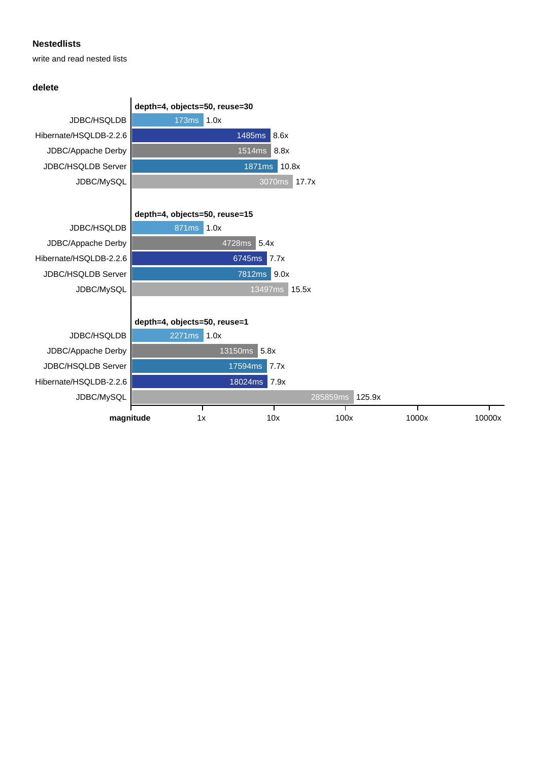### Nestedlists

write and read nested lists

#### delete

**depth=4, objects=50, reuse=30**

| | Time | Magnitude |
|---|---|---|
| JDBC/HSQLDB | 173ms | 1.0x |
| Hibernate/HSQLDB-2.2.6 | 1485ms | 8.6x |
| JDBC/Appache Derby | 1514ms | 8.8x |
| JDBC/HSQLDB Server | 1871ms | 10.8x |
| JDBC/MySQL | 3070ms | 17.7x |

**depth=4, objects=50, reuse=15**

| | Time | Magnitude |
|---|---|---|
| JDBC/HSQLDB | 871ms | 1.0x |
| JDBC/Appache Derby | 4728ms | 5.4x |
| Hibernate/HSQLDB-2.2.6 | 6745ms | 7.7x |
| JDBC/HSQLDB Server | 7812ms | 9.0x |
| JDBC/MySQL | 13497ms | 15.5x |

**depth=4, objects=50, reuse=1**

| | Time | Magnitude |
|---|---|---|
| JDBC/HSQLDB | 2271ms | 1.0x |
| JDBC/Appache Derby | 13150ms | 5.8x |
| JDBC/HSQLDB Server | 17594ms | 7.7x |
| Hibernate/HSQLDB-2.2.6 | 18024ms | 7.9x |
| JDBC/MySQL | 285859ms | 125.9x |

**magnitude** 1x 10x 100x 1000x 10000x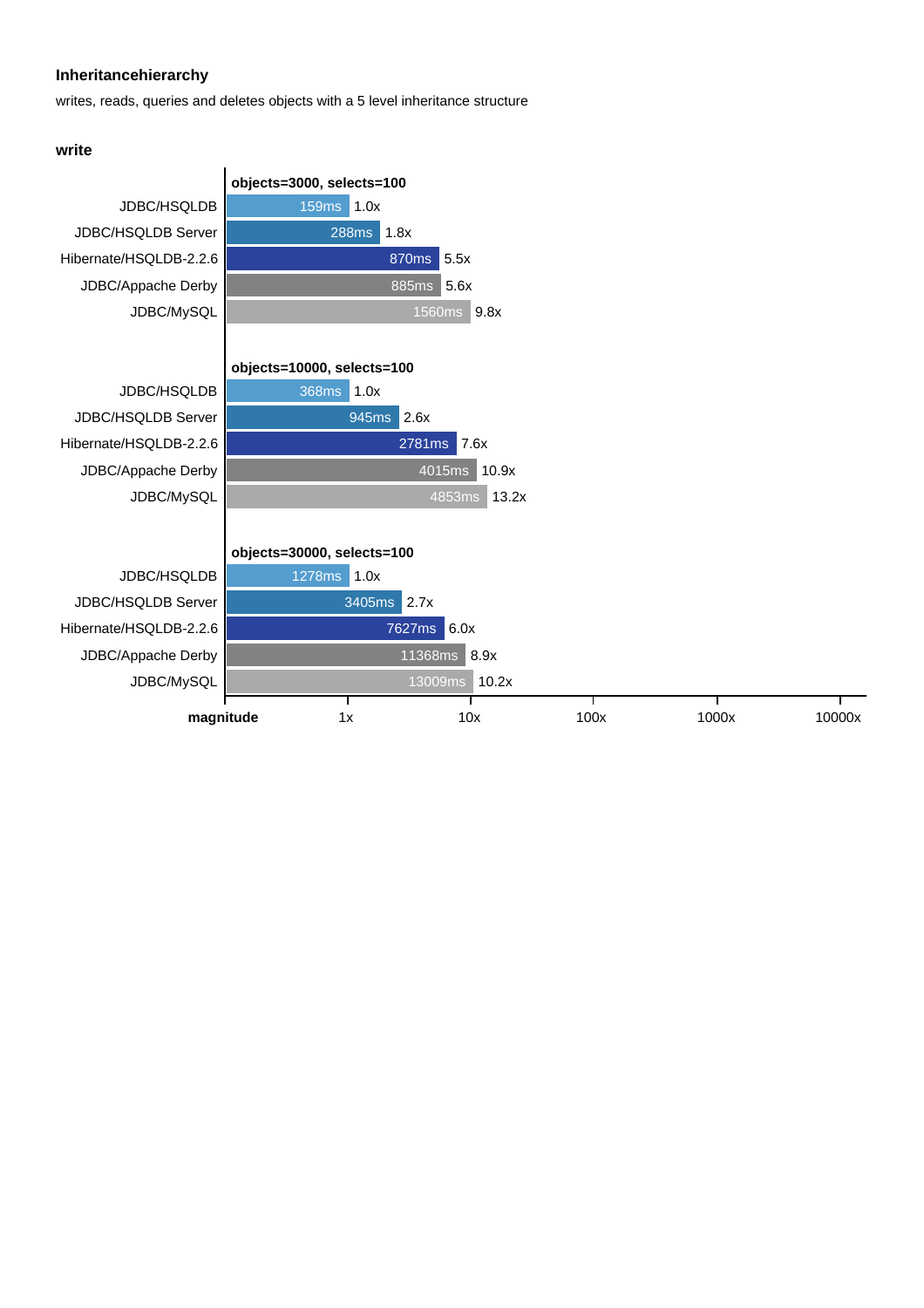### Inheritancehierarchy

writes, reads, queries and deletes objects with a 5 level inheritance structure

#### write

**objects=3000, selects=100**

| Database | Time | Magnitude |
|---|---|---|
| JDBC/HSQLDB | 159ms | 1.0x |
| JDBC/HSQLDB Server | 288ms | 1.8x |
| Hibernate/HSQLDB-2.2.6 | 870ms | 5.5x |
| JDBC/Appache Derby | 885ms | 5.6x |
| JDBC/MySQL | 1560ms | 9.8x |

**objects=10000, selects=100**

| Database | Time | Magnitude |
|---|---|---|
| JDBC/HSQLDB | 368ms | 1.0x |
| JDBC/HSQLDB Server | 945ms | 2.6x |
| Hibernate/HSQLDB-2.2.6 | 2781ms | 7.6x |
| JDBC/Appache Derby | 4015ms | 10.9x |
| JDBC/MySQL | 4853ms | 13.2x |

**objects=30000, selects=100**

| Database | Time | Magnitude |
|---|---|---|
| JDBC/HSQLDB | 1278ms | 1.0x |
| JDBC/HSQLDB Server | 3405ms | 2.7x |
| Hibernate/HSQLDB-2.2.6 | 7627ms | 6.0x |
| JDBC/Appache Derby | 11368ms | 8.9x |
| JDBC/MySQL | 13009ms | 10.2x |

**magnitude** 1x 10x 100x 1000x 10000x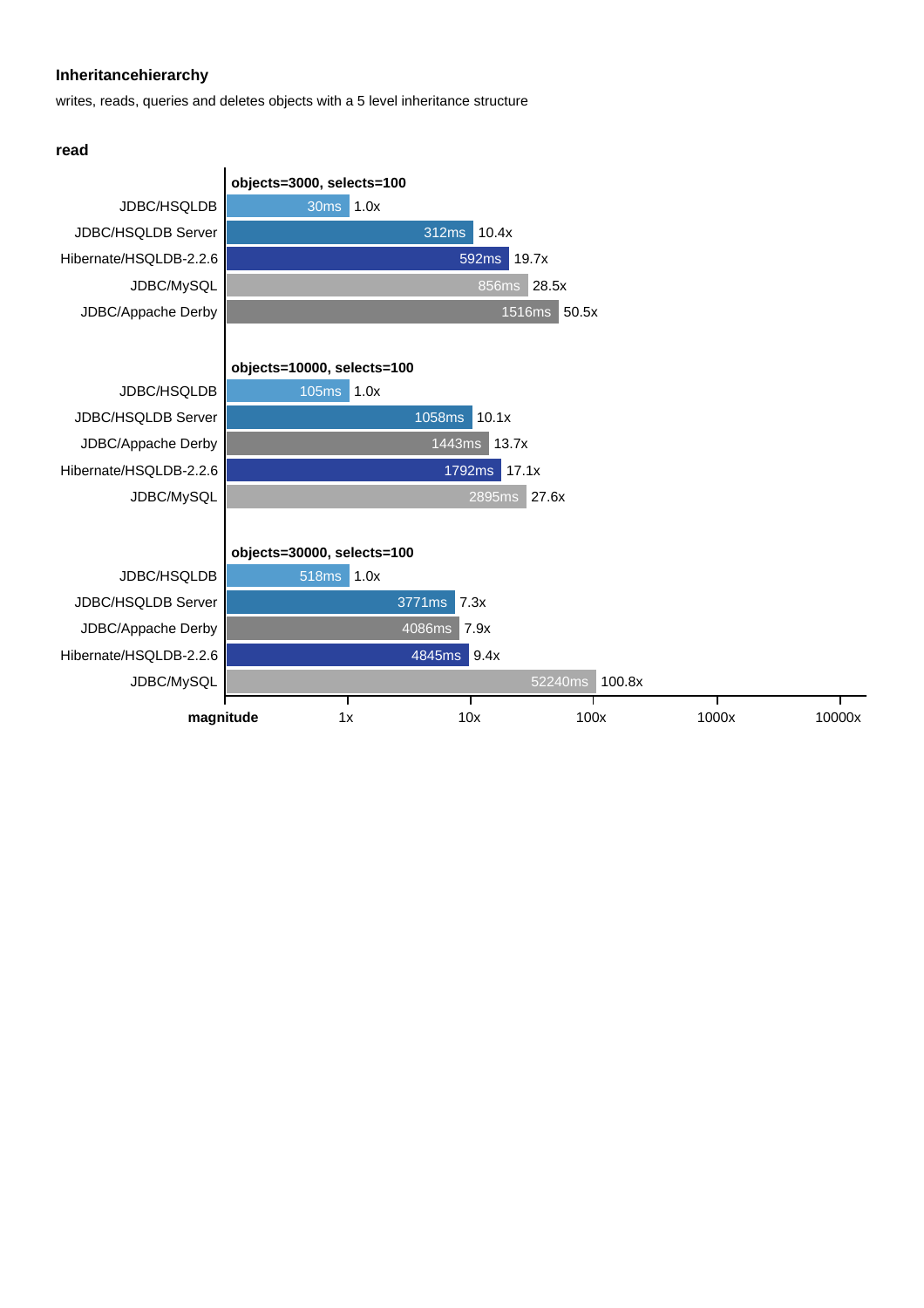### Inheritancehierarchy

writes, reads, queries and deletes objects with a 5 level inheritance structure

#### read

**objects=3000, selects=100**

| System | Time | Magnitude |
|---|---|---|
| JDBC/HSQLDB | 30ms | 1.0x |
| JDBC/HSQLDB Server | 312ms | 10.4x |
| Hibernate/HSQLDB-2.2.6 | 592ms | 19.7x |
| JDBC/MySQL | 856ms | 28.5x |
| JDBC/Appache Derby | 1516ms | 50.5x |

**objects=10000, selects=100**

| System | Time | Magnitude |
|---|---|---|
| JDBC/HSQLDB | 105ms | 1.0x |
| JDBC/HSQLDB Server | 1058ms | 10.1x |
| JDBC/Appache Derby | 1443ms | 13.7x |
| Hibernate/HSQLDB-2.2.6 | 1792ms | 17.1x |
| JDBC/MySQL | 2895ms | 27.6x |

**objects=30000, selects=100**

| System | Time | Magnitude |
|---|---|---|
| JDBC/HSQLDB | 518ms | 1.0x |
| JDBC/HSQLDB Server | 3771ms | 7.3x |
| JDBC/Appache Derby | 4086ms | 7.9x |
| Hibernate/HSQLDB-2.2.6 | 4845ms | 9.4x |
| JDBC/MySQL | 52240ms | 100.8x |

**magnitude** 1x 10x 100x 1000x 10000x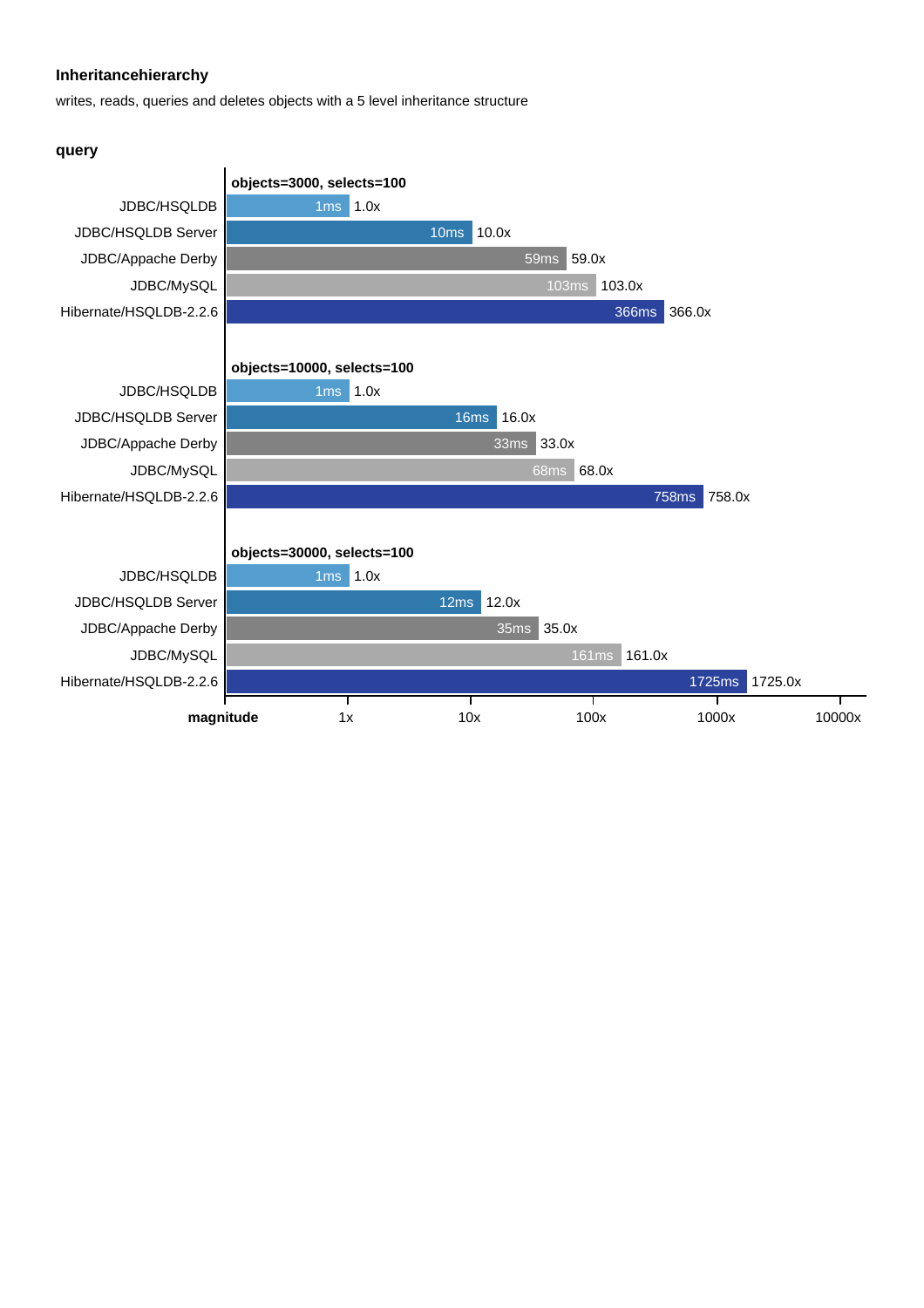**Inheritancehierarchy**

writes, reads, queries and deletes objects with a 5 level inheritance structure

**query**

| objects=3000, selects=100 | Time | Magnitude |
|---|---|---|
| JDBC/HSQLDB | 1ms | 1.0x |
| JDBC/HSQLDB Server | 10ms | 10.0x |
| JDBC/Appache Derby | 59ms | 59.0x |
| JDBC/MySQL | 103ms | 103.0x |
| Hibernate/HSQLDB-2.2.6 | 366ms | 366.0x |

| objects=10000, selects=100 | Time | Magnitude |
|---|---|---|
| JDBC/HSQLDB | 1ms | 1.0x |
| JDBC/HSQLDB Server | 16ms | 16.0x |
| JDBC/Appache Derby | 33ms | 33.0x |
| JDBC/MySQL | 68ms | 68.0x |
| Hibernate/HSQLDB-2.2.6 | 758ms | 758.0x |

| objects=30000, selects=100 | Time | Magnitude |
|---|---|---|
| JDBC/HSQLDB | 1ms | 1.0x |
| JDBC/HSQLDB Server | 12ms | 12.0x |
| JDBC/Appache Derby | 35ms | 35.0x |
| JDBC/MySQL | 161ms | 161.0x |
| Hibernate/HSQLDB-2.2.6 | 1725ms | 1725.0x |

magnitude: 1x, 10x, 100x, 1000x, 10000x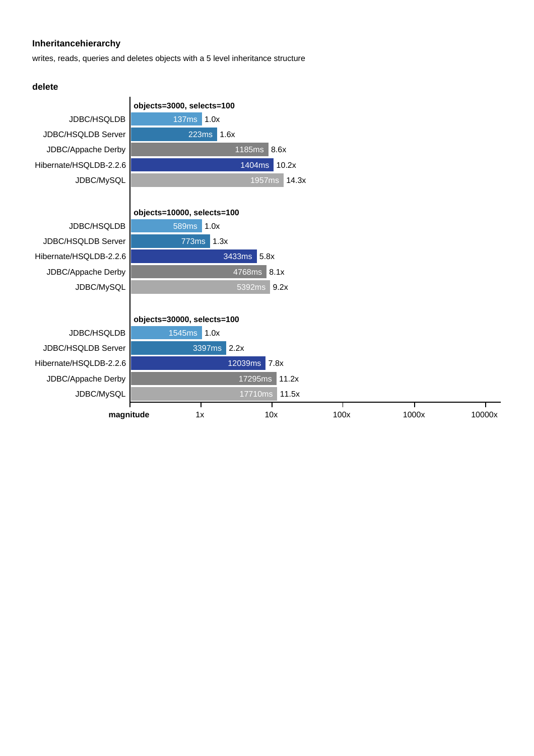### Inheritancehierarchy

writes, reads, queries and deletes objects with a 5 level inheritance structure

#### delete

**objects=3000, selects=100**

| | Time | Magnitude |
|---|---|---|
| JDBC/HSQLDB | 137ms | 1.0x |
| JDBC/HSQLDB Server | 223ms | 1.6x |
| JDBC/Appache Derby | 1185ms | 8.6x |
| Hibernate/HSQLDB-2.2.6 | 1404ms | 10.2x |
| JDBC/MySQL | 1957ms | 14.3x |

**objects=10000, selects=100**

| | Time | Magnitude |
|---|---|---|
| JDBC/HSQLDB | 589ms | 1.0x |
| JDBC/HSQLDB Server | 773ms | 1.3x |
| Hibernate/HSQLDB-2.2.6 | 3433ms | 5.8x |
| JDBC/Appache Derby | 4768ms | 8.1x |
| JDBC/MySQL | 5392ms | 9.2x |

**objects=30000, selects=100**

| | Time | Magnitude |
|---|---|---|
| JDBC/HSQLDB | 1545ms | 1.0x |
| JDBC/HSQLDB Server | 3397ms | 2.2x |
| Hibernate/HSQLDB-2.2.6 | 12039ms | 7.8x |
| JDBC/Appache Derby | 17295ms | 11.2x |
| JDBC/MySQL | 17710ms | 11.5x |

**magnitude** 1x 10x 100x 1000x 10000x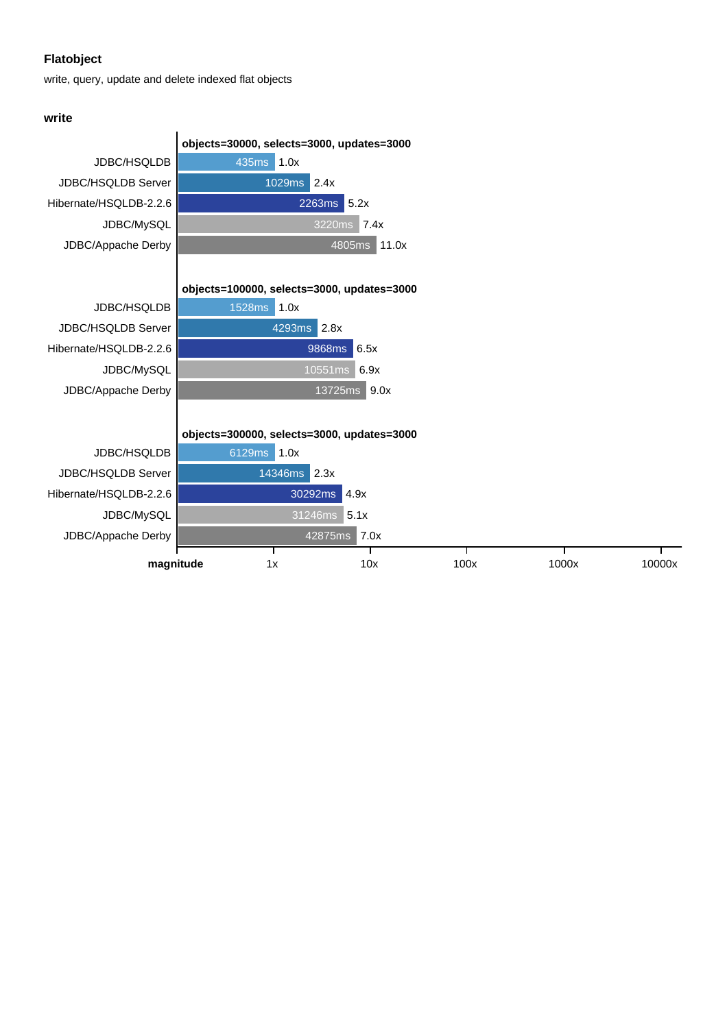**Flatobject**

write, query, update and delete indexed flat objects

**write**

**objects=30000, selects=3000, updates=3000**

| | Time | Magnitude |
|---|---|---|
| JDBC/HSQLDB | 435ms | 1.0x |
| JDBC/HSQLDB Server | 1029ms | 2.4x |
| Hibernate/HSQLDB-2.2.6 | 2263ms | 5.2x |
| JDBC/MySQL | 3220ms | 7.4x |
| JDBC/Appache Derby | 4805ms | 11.0x |

**objects=100000, selects=3000, updates=3000**

| | Time | Magnitude |
|---|---|---|
| JDBC/HSQLDB | 1528ms | 1.0x |
| JDBC/HSQLDB Server | 4293ms | 2.8x |
| Hibernate/HSQLDB-2.2.6 | 9868ms | 6.5x |
| JDBC/MySQL | 10551ms | 6.9x |
| JDBC/Appache Derby | 13725ms | 9.0x |

**objects=300000, selects=3000, updates=3000**

| | Time | Magnitude |
|---|---|---|
| JDBC/HSQLDB | 6129ms | 1.0x |
| JDBC/HSQLDB Server | 14346ms | 2.3x |
| Hibernate/HSQLDB-2.2.6 | 30292ms | 4.9x |
| JDBC/MySQL | 31246ms | 5.1x |
| JDBC/Appache Derby | 42875ms | 7.0x |

**magnitude** 1x 10x 100x 1000x 10000x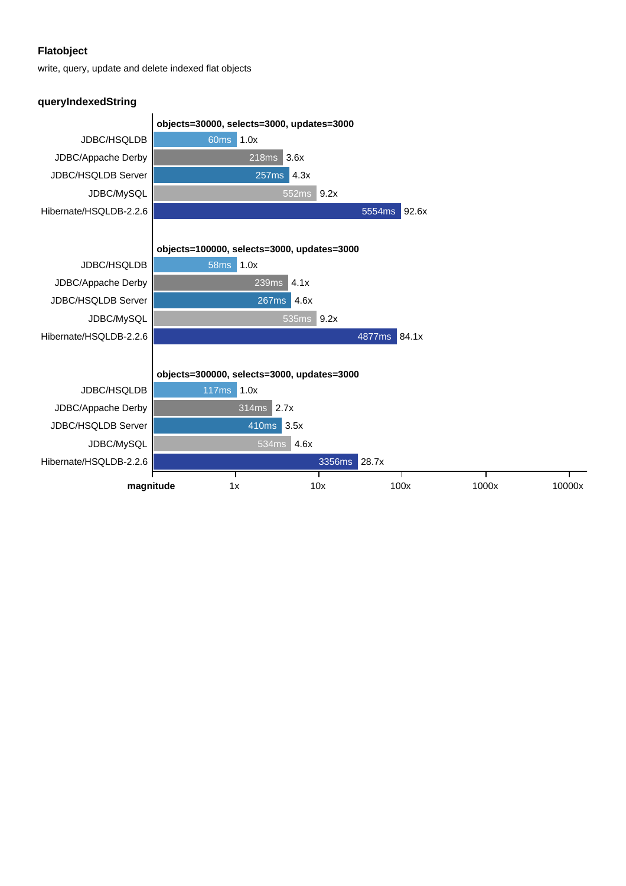**Flatobject**

write, query, update and delete indexed flat objects

**queryIndexedString**

**objects=30000, selects=3000, updates=3000**

| | Time | Magnitude |
|---|---|---|
| JDBC/HSQLDB | 60ms | 1.0x |
| JDBC/Appache Derby | 218ms | 3.6x |
| JDBC/HSQLDB Server | 257ms | 4.3x |
| JDBC/MySQL | 552ms | 9.2x |
| Hibernate/HSQLDB-2.2.6 | 5554ms | 92.6x |

**objects=100000, selects=3000, updates=3000**

| | Time | Magnitude |
|---|---|---|
| JDBC/HSQLDB | 58ms | 1.0x |
| JDBC/Appache Derby | 239ms | 4.1x |
| JDBC/HSQLDB Server | 267ms | 4.6x |
| JDBC/MySQL | 535ms | 9.2x |
| Hibernate/HSQLDB-2.2.6 | 4877ms | 84.1x |

**objects=300000, selects=3000, updates=3000**

| | Time | Magnitude |
|---|---|---|
| JDBC/HSQLDB | 117ms | 1.0x |
| JDBC/Appache Derby | 314ms | 2.7x |
| JDBC/HSQLDB Server | 410ms | 3.5x |
| JDBC/MySQL | 534ms | 4.6x |
| Hibernate/HSQLDB-2.2.6 | 3356ms | 28.7x |

**magnitude** 1x 10x 100x 1000x 10000x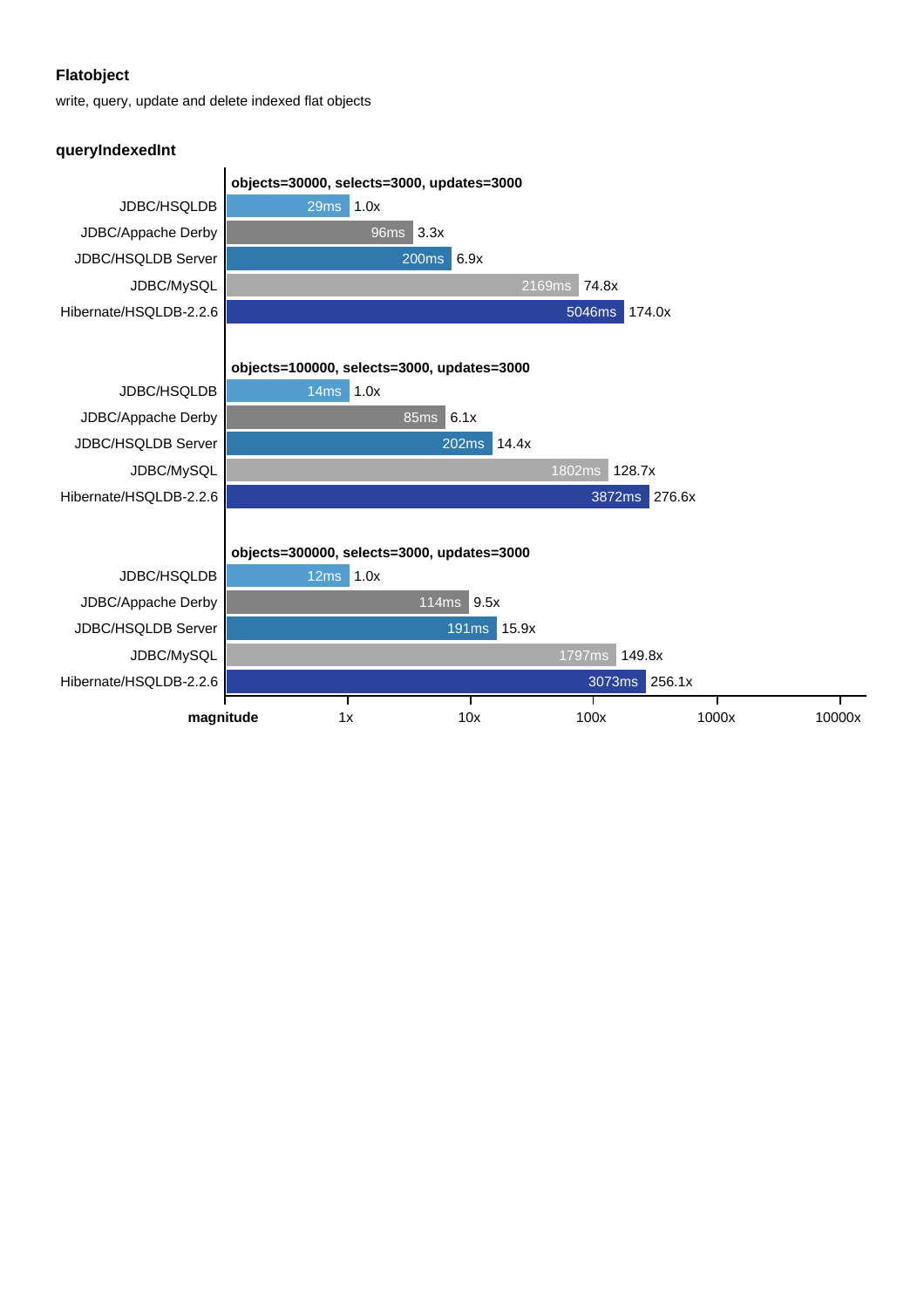**Flatobject**

write, query, update and delete indexed flat objects

### queryIndexedInt

**objects=30000, selects=3000, updates=3000**

| | Time | Magnitude |
|---|---|---|
| JDBC/HSQLDB | 29ms | 1.0x |
| JDBC/Appache Derby | 96ms | 3.3x |
| JDBC/HSQLDB Server | 200ms | 6.9x |
| JDBC/MySQL | 2169ms | 74.8x |
| Hibernate/HSQLDB-2.2.6 | 5046ms | 174.0x |

**objects=100000, selects=3000, updates=3000**

| | Time | Magnitude |
|---|---|---|
| JDBC/HSQLDB | 14ms | 1.0x |
| JDBC/Appache Derby | 85ms | 6.1x |
| JDBC/HSQLDB Server | 202ms | 14.4x |
| JDBC/MySQL | 1802ms | 128.7x |
| Hibernate/HSQLDB-2.2.6 | 3872ms | 276.6x |

**objects=300000, selects=3000, updates=3000**

| | Time | Magnitude |
|---|---|---|
| JDBC/HSQLDB | 12ms | 1.0x |
| JDBC/Appache Derby | 114ms | 9.5x |
| JDBC/HSQLDB Server | 191ms | 15.9x |
| JDBC/MySQL | 1797ms | 149.8x |
| Hibernate/HSQLDB-2.2.6 | 3073ms | 256.1x |

**magnitude** 1x 10x 100x 1000x 10000x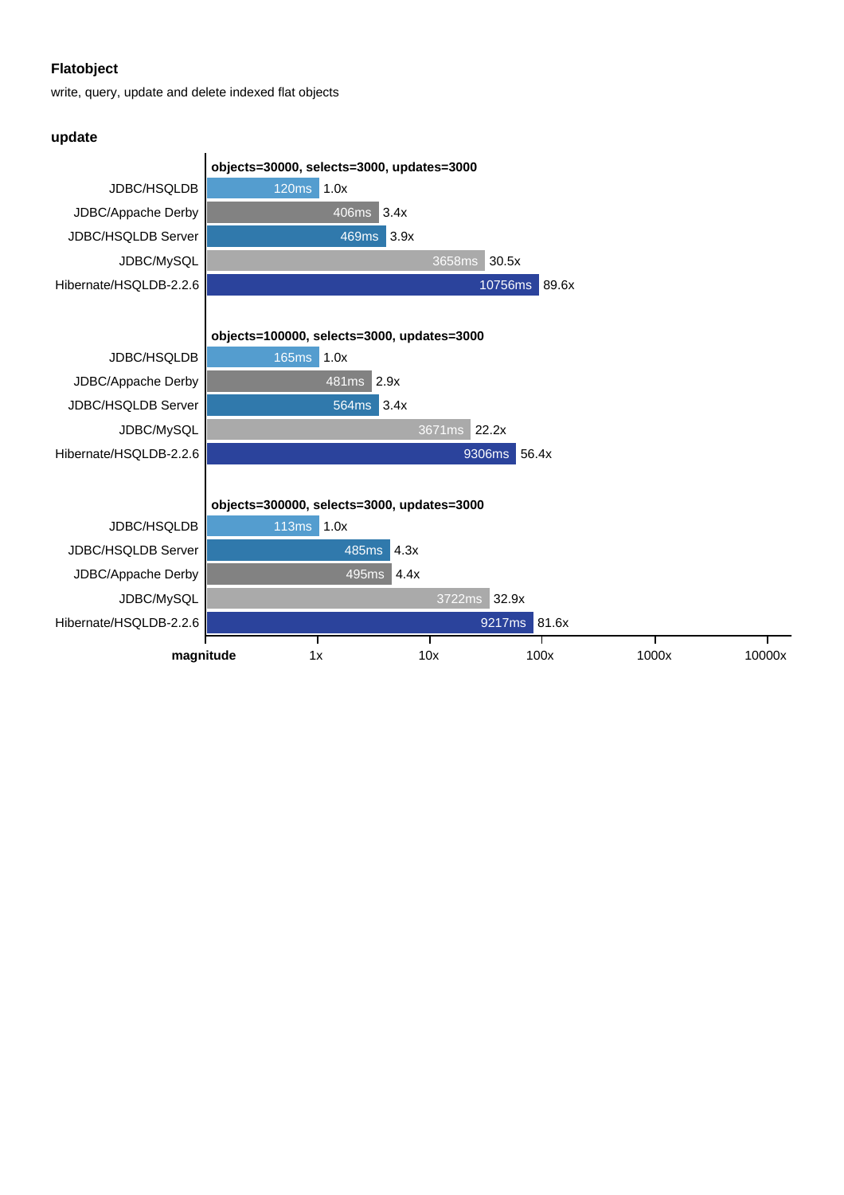**Flatobject**

write, query, update and delete indexed flat objects

**update**

**objects=30000, selects=3000, updates=3000**

| | Time | Magnitude |
|---|---|---|
| JDBC/HSQLDB | 120ms | 1.0x |
| JDBC/Appache Derby | 406ms | 3.4x |
| JDBC/HSQLDB Server | 469ms | 3.9x |
| JDBC/MySQL | 3658ms | 30.5x |
| Hibernate/HSQLDB-2.2.6 | 10756ms | 89.6x |

**objects=100000, selects=3000, updates=3000**

| | Time | Magnitude |
|---|---|---|
| JDBC/HSQLDB | 165ms | 1.0x |
| JDBC/Appache Derby | 481ms | 2.9x |
| JDBC/HSQLDB Server | 564ms | 3.4x |
| JDBC/MySQL | 3671ms | 22.2x |
| Hibernate/HSQLDB-2.2.6 | 9306ms | 56.4x |

**objects=300000, selects=3000, updates=3000**

| | Time | Magnitude |
|---|---|---|
| JDBC/HSQLDB | 113ms | 1.0x |
| JDBC/HSQLDB Server | 485ms | 4.3x |
| JDBC/Appache Derby | 495ms | 4.4x |
| JDBC/MySQL | 3722ms | 32.9x |
| Hibernate/HSQLDB-2.2.6 | 9217ms | 81.6x |

**magnitude** 1x 10x 100x 1000x 10000x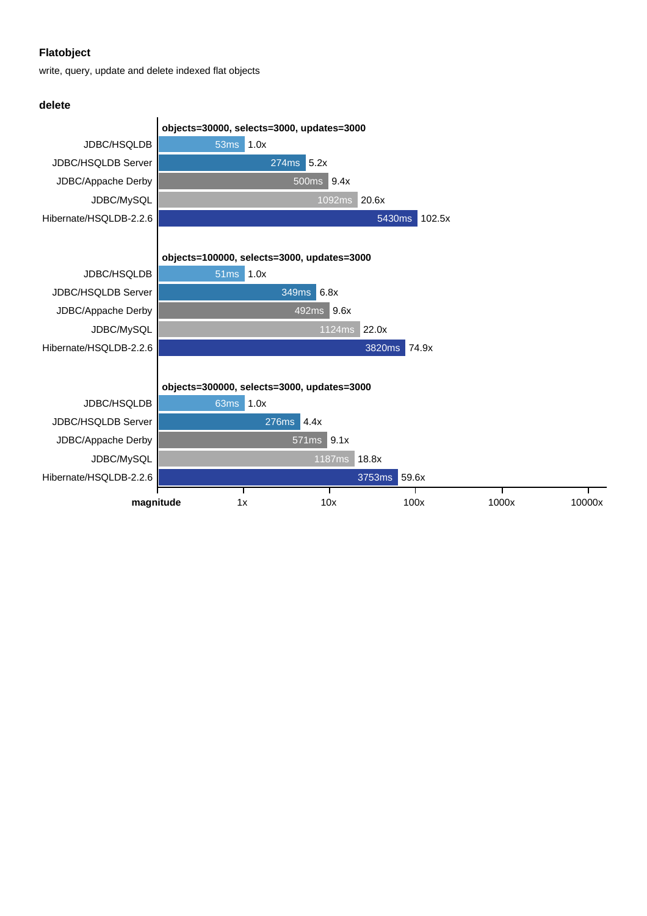## Flatobject

write, query, update and delete indexed flat objects

### delete

**objects=30000, selects=3000, updates=3000**

| Engine | Time | Magnitude |
|---|---|---|
| JDBC/HSQLDB | 53ms | 1.0x |
| JDBC/HSQLDB Server | 274ms | 5.2x |
| JDBC/Appache Derby | 500ms | 9.4x |
| JDBC/MySQL | 1092ms | 20.6x |
| Hibernate/HSQLDB-2.2.6 | 5430ms | 102.5x |

**objects=100000, selects=3000, updates=3000**

| Engine | Time | Magnitude |
|---|---|---|
| JDBC/HSQLDB | 51ms | 1.0x |
| JDBC/HSQLDB Server | 349ms | 6.8x |
| JDBC/Appache Derby | 492ms | 9.6x |
| JDBC/MySQL | 1124ms | 22.0x |
| Hibernate/HSQLDB-2.2.6 | 3820ms | 74.9x |

**objects=300000, selects=3000, updates=3000**

| Engine | Time | Magnitude |
|---|---|---|
| JDBC/HSQLDB | 63ms | 1.0x |
| JDBC/HSQLDB Server | 276ms | 4.4x |
| JDBC/Appache Derby | 571ms | 9.1x |
| JDBC/MySQL | 1187ms | 18.8x |
| Hibernate/HSQLDB-2.2.6 | 3753ms | 59.6x |

**magnitude** 1x 10x 100x 1000x 10000x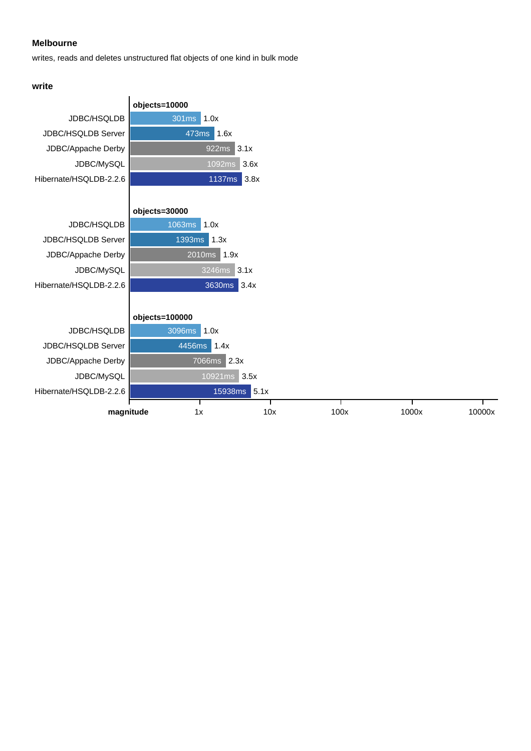### Melbourne

writes, reads and deletes unstructured flat objects of one kind in bulk mode

#### write

**objects=10000**

| | Time | Magnitude |
|---|---|---|
| JDBC/HSQLDB | 301ms | 1.0x |
| JDBC/HSQLDB Server | 473ms | 1.6x |
| JDBC/Appache Derby | 922ms | 3.1x |
| JDBC/MySQL | 1092ms | 3.6x |
| Hibernate/HSQLDB-2.2.6 | 1137ms | 3.8x |

**objects=30000**

| | Time | Magnitude |
|---|---|---|
| JDBC/HSQLDB | 1063ms | 1.0x |
| JDBC/HSQLDB Server | 1393ms | 1.3x |
| JDBC/Appache Derby | 2010ms | 1.9x |
| JDBC/MySQL | 3246ms | 3.1x |
| Hibernate/HSQLDB-2.2.6 | 3630ms | 3.4x |

**objects=100000**

| | Time | Magnitude |
|---|---|---|
| JDBC/HSQLDB | 3096ms | 1.0x |
| JDBC/HSQLDB Server | 4456ms | 1.4x |
| JDBC/Appache Derby | 7066ms | 2.3x |
| JDBC/MySQL | 10921ms | 3.5x |
| Hibernate/HSQLDB-2.2.6 | 15938ms | 5.1x |

**magnitude** 1x 10x 100x 1000x 10000x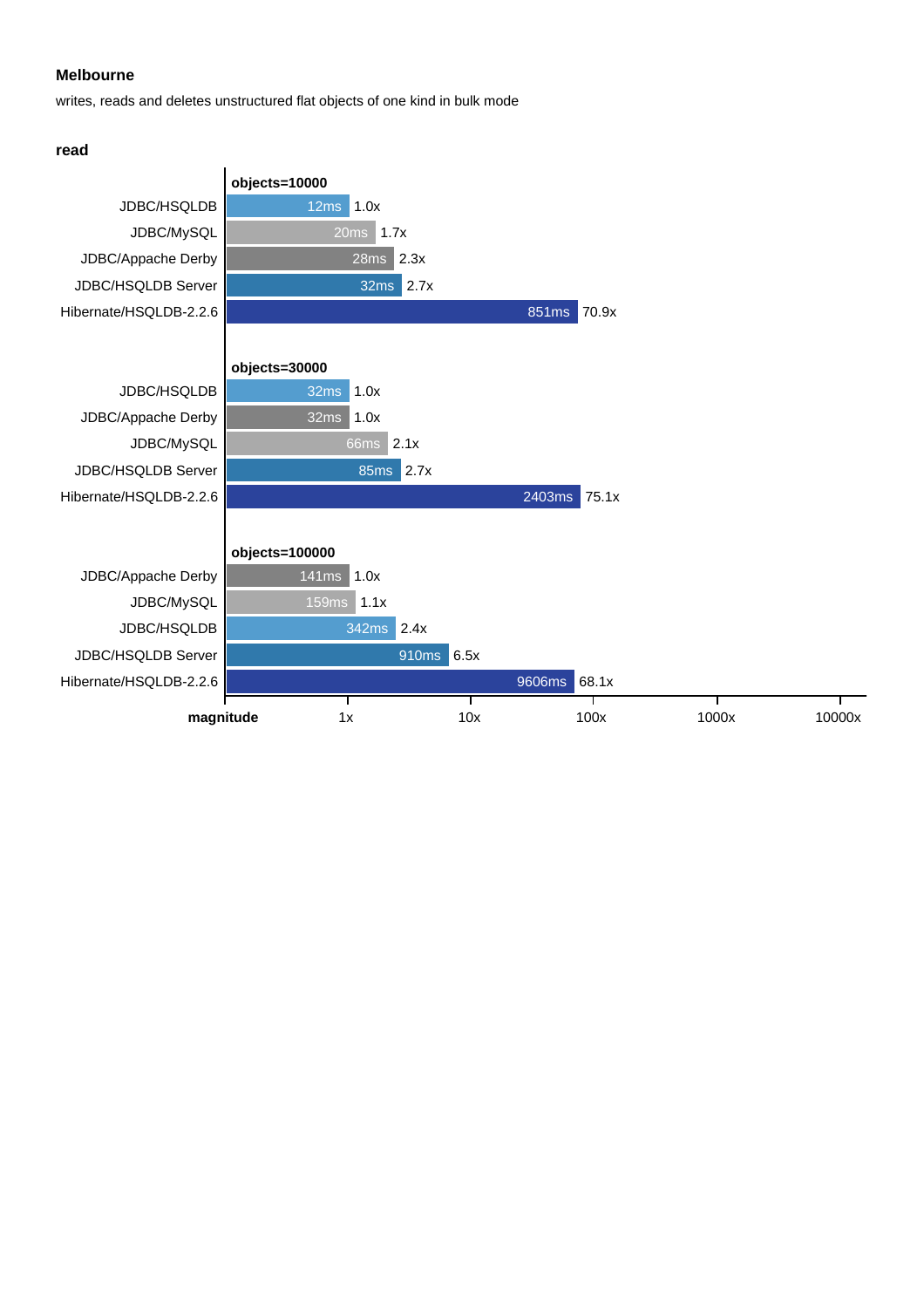**Melbourne**

writes, reads and deletes unstructured flat objects of one kind in bulk mode

**read**

| | Time | Magnitude |
|---|---|---|
| **objects=10000** | | |
| JDBC/HSQLDB | 12ms | 1.0x |
| JDBC/MySQL | 20ms | 1.7x |
| JDBC/Appache Derby | 28ms | 2.3x |
| JDBC/HSQLDB Server | 32ms | 2.7x |
| Hibernate/HSQLDB-2.2.6 | 851ms | 70.9x |
| **objects=30000** | | |
| JDBC/HSQLDB | 32ms | 1.0x |
| JDBC/Appache Derby | 32ms | 1.0x |
| JDBC/MySQL | 66ms | 2.1x |
| JDBC/HSQLDB Server | 85ms | 2.7x |
| Hibernate/HSQLDB-2.2.6 | 2403ms | 75.1x |
| **objects=100000** | | |
| JDBC/Appache Derby | 141ms | 1.0x |
| JDBC/MySQL | 159ms | 1.1x |
| JDBC/HSQLDB | 342ms | 2.4x |
| JDBC/HSQLDB Server | 910ms | 6.5x |
| Hibernate/HSQLDB-2.2.6 | 9606ms | 68.1x |

**magnitude** 1x 10x 100x 1000x 10000x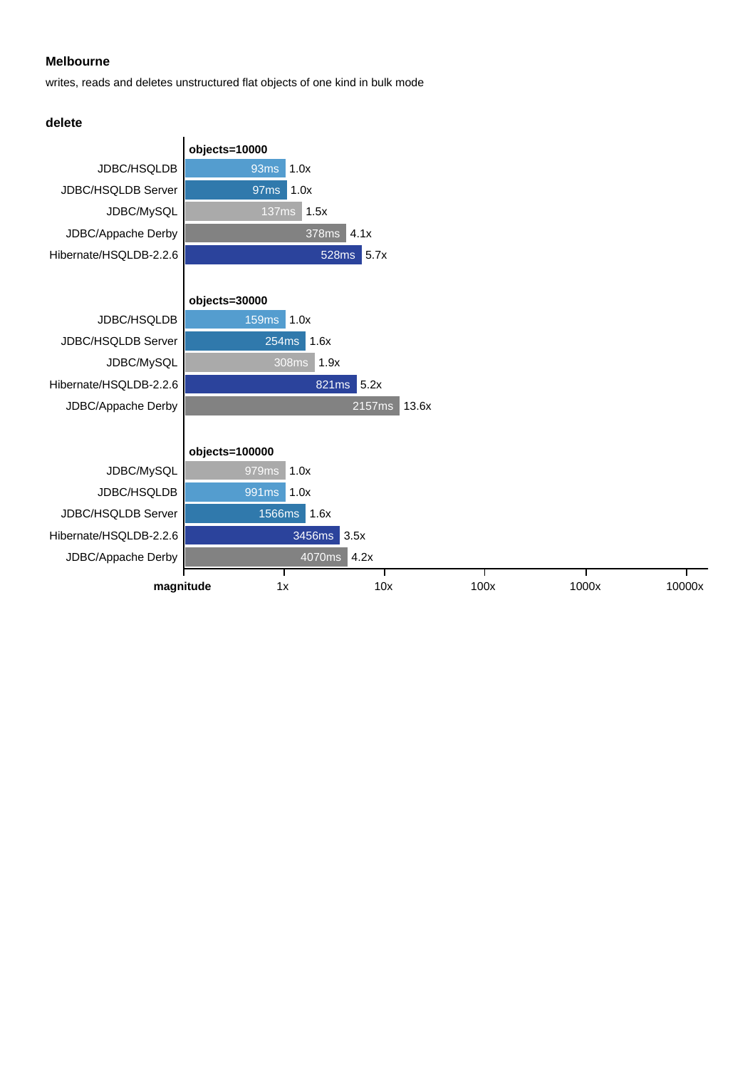**Melbourne**

writes, reads and deletes unstructured flat objects of one kind in bulk mode

**delete**

**objects=10000**

| Product | Time | Magnitude |
|---|---|---|
| JDBC/HSQLDB | 93ms | 1.0x |
| JDBC/HSQLDB Server | 97ms | 1.0x |
| JDBC/MySQL | 137ms | 1.5x |
| JDBC/Appache Derby | 378ms | 4.1x |
| Hibernate/HSQLDB-2.2.6 | 528ms | 5.7x |

**objects=30000**

| Product | Time | Magnitude |
|---|---|---|
| JDBC/HSQLDB | 159ms | 1.0x |
| JDBC/HSQLDB Server | 254ms | 1.6x |
| JDBC/MySQL | 308ms | 1.9x |
| Hibernate/HSQLDB-2.2.6 | 821ms | 5.2x |
| JDBC/Appache Derby | 2157ms | 13.6x |

**objects=100000**

| Product | Time | Magnitude |
|---|---|---|
| JDBC/MySQL | 979ms | 1.0x |
| JDBC/HSQLDB | 991ms | 1.0x |
| JDBC/HSQLDB Server | 1566ms | 1.6x |
| Hibernate/HSQLDB-2.2.6 | 3456ms | 3.5x |
| JDBC/Appache Derby | 4070ms | 4.2x |

**magnitude** 1x 10x 100x 1000x 10000x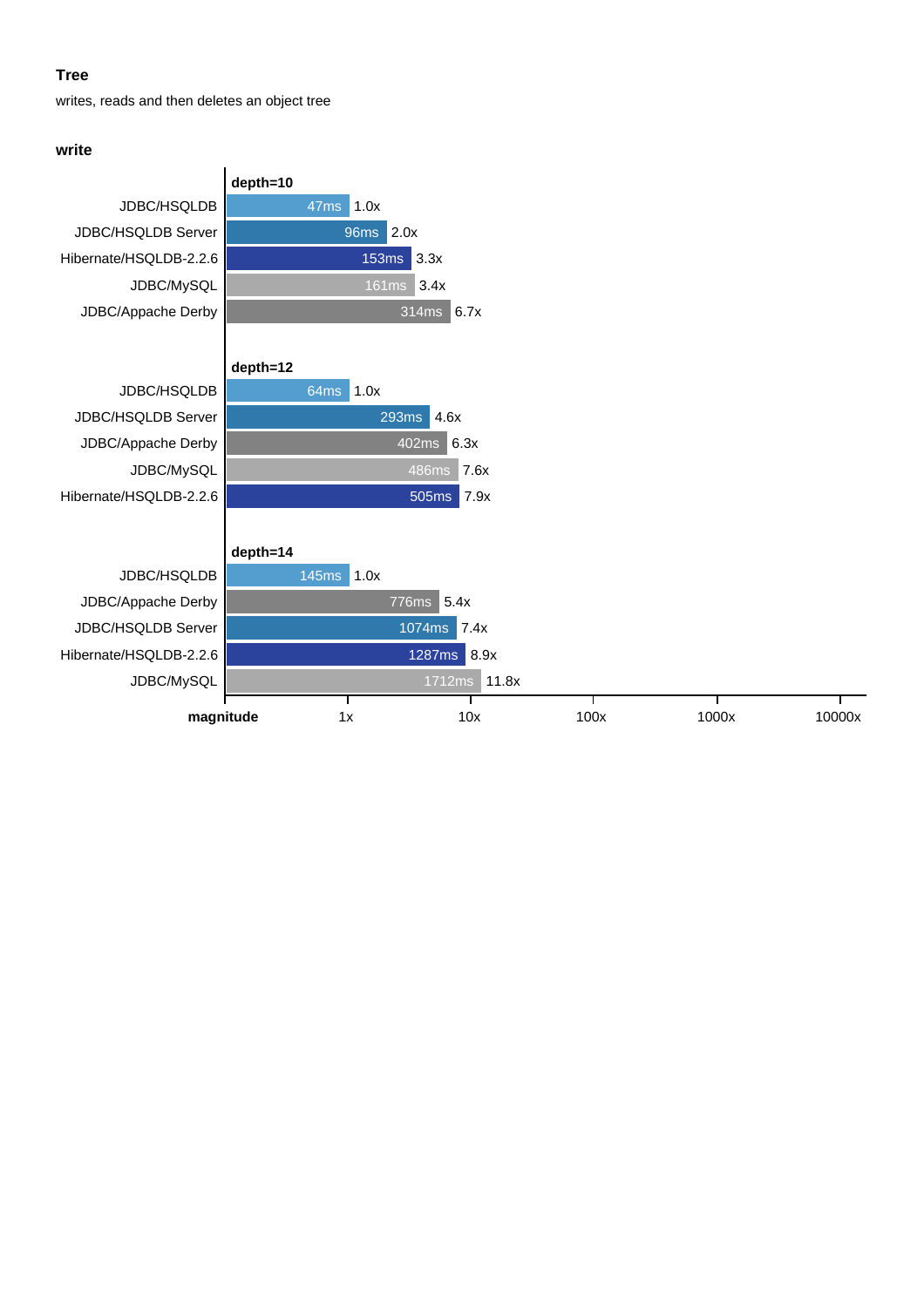## Tree

writes, reads and then deletes an object tree

### write

**depth=10**

| | Time | Magnitude |
|---|---|---|
| JDBC/HSQLDB | 47ms | 1.0x |
| JDBC/HSQLDB Server | 96ms | 2.0x |
| Hibernate/HSQLDB-2.2.6 | 153ms | 3.3x |
| JDBC/MySQL | 161ms | 3.4x |
| JDBC/Appache Derby | 314ms | 6.7x |

**depth=12**

| | Time | Magnitude |
|---|---|---|
| JDBC/HSQLDB | 64ms | 1.0x |
| JDBC/HSQLDB Server | 293ms | 4.6x |
| JDBC/Appache Derby | 402ms | 6.3x |
| JDBC/MySQL | 486ms | 7.6x |
| Hibernate/HSQLDB-2.2.6 | 505ms | 7.9x |

**depth=14**

| | Time | Magnitude |
|---|---|---|
| JDBC/HSQLDB | 145ms | 1.0x |
| JDBC/Appache Derby | 776ms | 5.4x |
| JDBC/HSQLDB Server | 1074ms | 7.4x |
| Hibernate/HSQLDB-2.2.6 | 1287ms | 8.9x |
| JDBC/MySQL | 1712ms | 11.8x |

**magnitude** 1x 10x 100x 1000x 10000x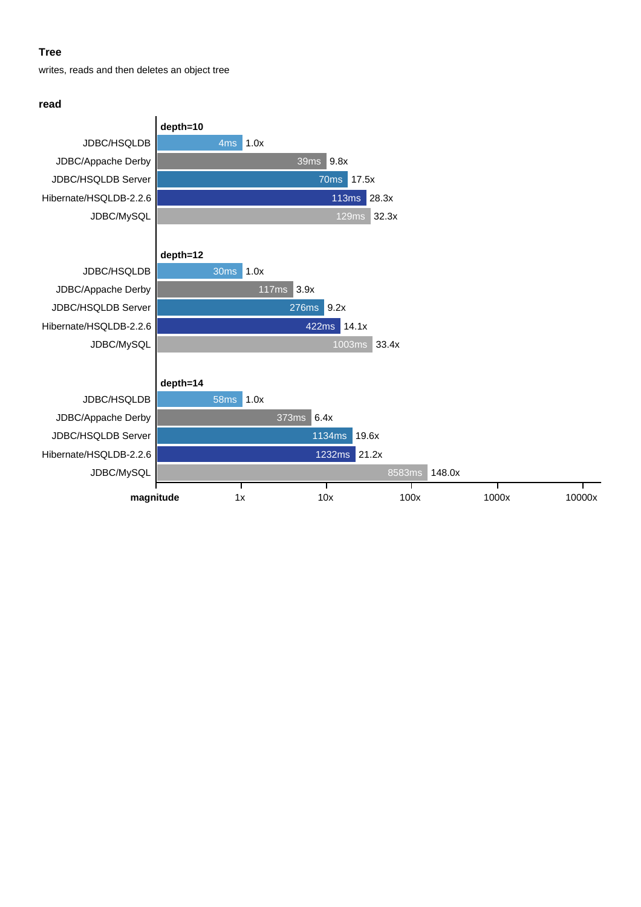**Tree**

writes, reads and then deletes an object tree

**read**

| | depth=10 | |
|---|---|---|
| JDBC/HSQLDB | 4ms | 1.0x |
| JDBC/Appache Derby | 39ms | 9.8x |
| JDBC/HSQLDB Server | 70ms | 17.5x |
| Hibernate/HSQLDB-2.2.6 | 113ms | 28.3x |
| JDBC/MySQL | 129ms | 32.3x |

| | depth=12 | |
|---|---|---|
| JDBC/HSQLDB | 30ms | 1.0x |
| JDBC/Appache Derby | 117ms | 3.9x |
| JDBC/HSQLDB Server | 276ms | 9.2x |
| Hibernate/HSQLDB-2.2.6 | 422ms | 14.1x |
| JDBC/MySQL | 1003ms | 33.4x |

| | depth=14 | |
|---|---|---|
| JDBC/HSQLDB | 58ms | 1.0x |
| JDBC/Appache Derby | 373ms | 6.4x |
| JDBC/HSQLDB Server | 1134ms | 19.6x |
| Hibernate/HSQLDB-2.2.6 | 1232ms | 21.2x |
| JDBC/MySQL | 8583ms | 148.0x |

**magnitude** 1x 10x 100x 1000x 10000x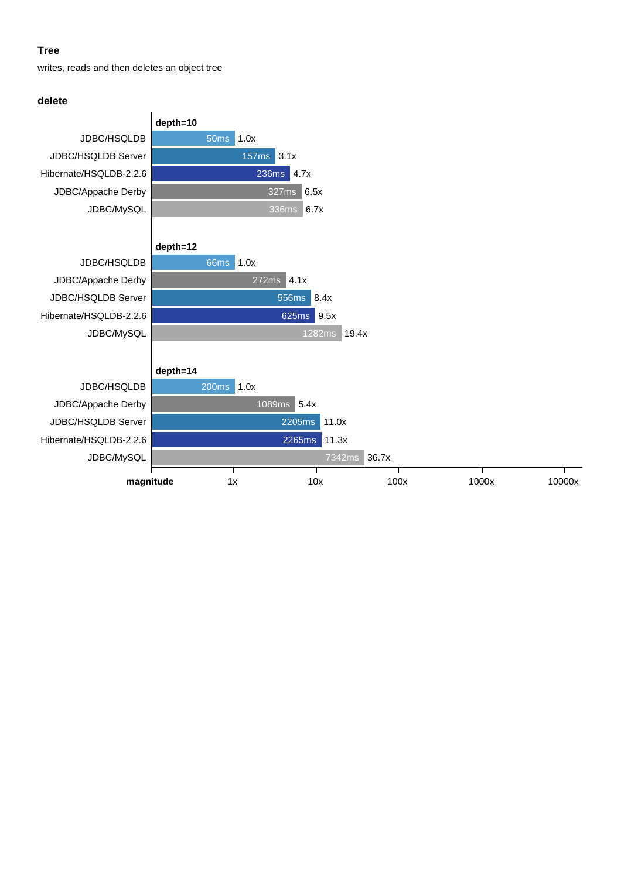### Tree

writes, reads and then deletes an object tree

#### delete

**depth=10**

| Database | Time | Magnitude |
| --- | --- | --- |
| JDBC/HSQLDB | 50ms | 1.0x |
| JDBC/HSQLDB Server | 157ms | 3.1x |
| Hibernate/HSQLDB-2.2.6 | 236ms | 4.7x |
| JDBC/Appache Derby | 327ms | 6.5x |
| JDBC/MySQL | 336ms | 6.7x |

**depth=12**

| Database | Time | Magnitude |
| --- | --- | --- |
| JDBC/HSQLDB | 66ms | 1.0x |
| JDBC/Appache Derby | 272ms | 4.1x |
| JDBC/HSQLDB Server | 556ms | 8.4x |
| Hibernate/HSQLDB-2.2.6 | 625ms | 9.5x |
| JDBC/MySQL | 1282ms | 19.4x |

**depth=14**

| Database | Time | Magnitude |
| --- | --- | --- |
| JDBC/HSQLDB | 200ms | 1.0x |
| JDBC/Appache Derby | 1089ms | 5.4x |
| JDBC/HSQLDB Server | 2205ms | 11.0x |
| Hibernate/HSQLDB-2.2.6 | 2265ms | 11.3x |
| JDBC/MySQL | 7342ms | 36.7x |

**magnitude** 1x 10x 100x 1000x 10000x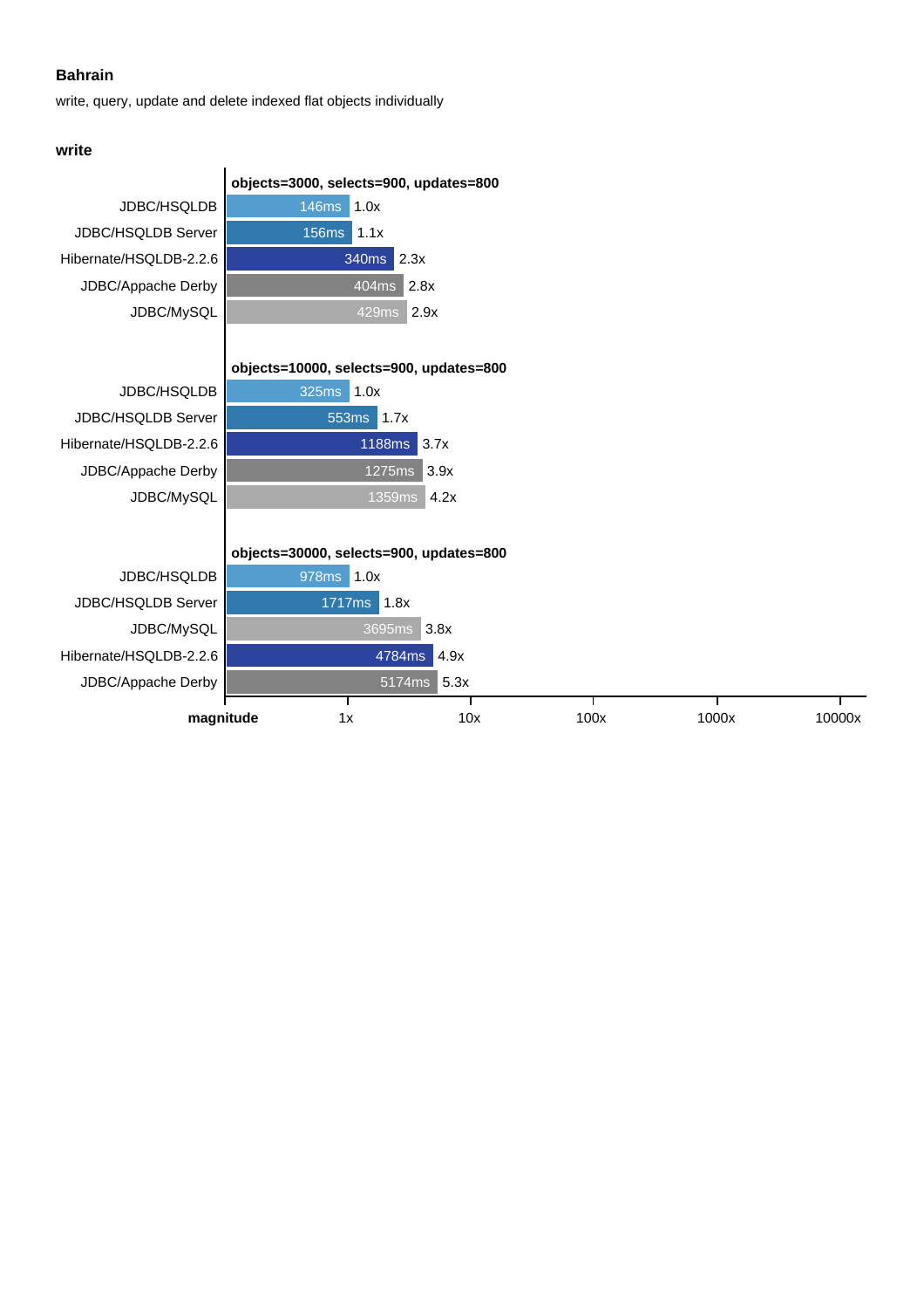## Bahrain

write, query, update and delete indexed flat objects individually

### write

**objects=3000, selects=900, updates=800**

| Database | Time | Magnitude |
|---|---|---|
| JDBC/HSQLDB | 146ms | 1.0x |
| JDBC/HSQLDB Server | 156ms | 1.1x |
| Hibernate/HSQLDB-2.2.6 | 340ms | 2.3x |
| JDBC/Appache Derby | 404ms | 2.8x |
| JDBC/MySQL | 429ms | 2.9x |

**objects=10000, selects=900, updates=800**

| Database | Time | Magnitude |
|---|---|---|
| JDBC/HSQLDB | 325ms | 1.0x |
| JDBC/HSQLDB Server | 553ms | 1.7x |
| Hibernate/HSQLDB-2.2.6 | 1188ms | 3.7x |
| JDBC/Appache Derby | 1275ms | 3.9x |
| JDBC/MySQL | 1359ms | 4.2x |

**objects=30000, selects=900, updates=800**

| Database | Time | Magnitude |
|---|---|---|
| JDBC/HSQLDB | 978ms | 1.0x |
| JDBC/HSQLDB Server | 1717ms | 1.8x |
| JDBC/MySQL | 3695ms | 3.8x |
| Hibernate/HSQLDB-2.2.6 | 4784ms | 4.9x |
| JDBC/Appache Derby | 5174ms | 5.3x |

**magnitude** 1x 10x 100x 1000x 10000x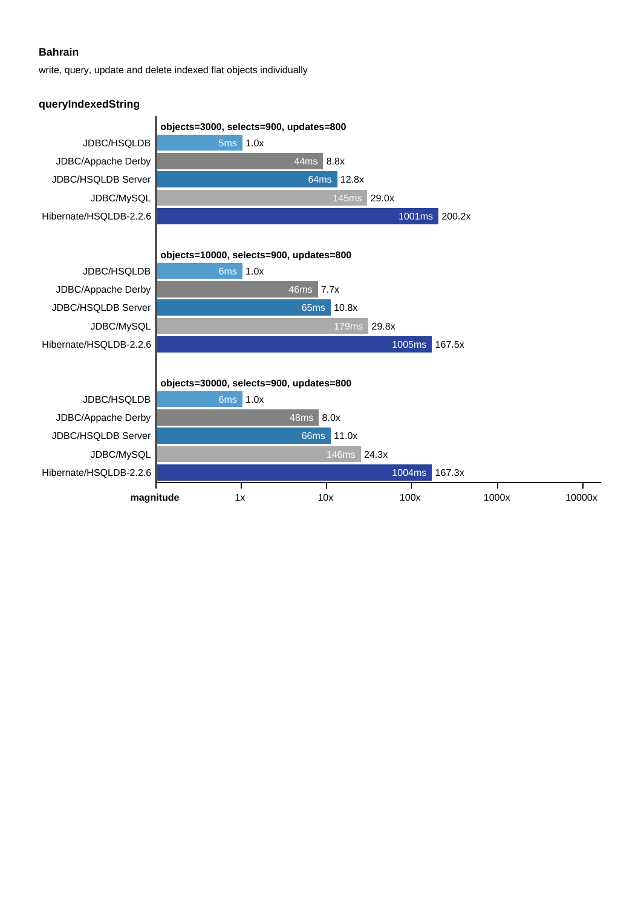**Bahrain**

write, query, update and delete indexed flat objects individually

**queryIndexedString**

| objects=3000, selects=900, updates=800 | Time | Magnitude |
|---|---|---|
| JDBC/HSQLDB | 5ms | 1.0x |
| JDBC/Apache Derby | 44ms | 8.8x |
| JDBC/HSQLDB Server | 64ms | 12.8x |
| JDBC/MySQL | 145ms | 29.0x |
| Hibernate/HSQLDB-2.2.6 | 1001ms | 200.2x |

| objects=10000, selects=900, updates=800 | Time | Magnitude |
|---|---|---|
| JDBC/HSQLDB | 6ms | 1.0x |
| JDBC/Apache Derby | 46ms | 7.7x |
| JDBC/HSQLDB Server | 65ms | 10.8x |
| JDBC/MySQL | 179ms | 29.8x |
| Hibernate/HSQLDB-2.2.6 | 1005ms | 167.5x |

| objects=30000, selects=900, updates=800 | Time | Magnitude |
|---|---|---|
| JDBC/HSQLDB | 6ms | 1.0x |
| JDBC/Apache Derby | 48ms | 8.0x |
| JDBC/HSQLDB Server | 66ms | 11.0x |
| JDBC/MySQL | 146ms | 24.3x |
| Hibernate/HSQLDB-2.2.6 | 1004ms | 167.3x |

**magnitude** 1x 10x 100x 1000x 10000x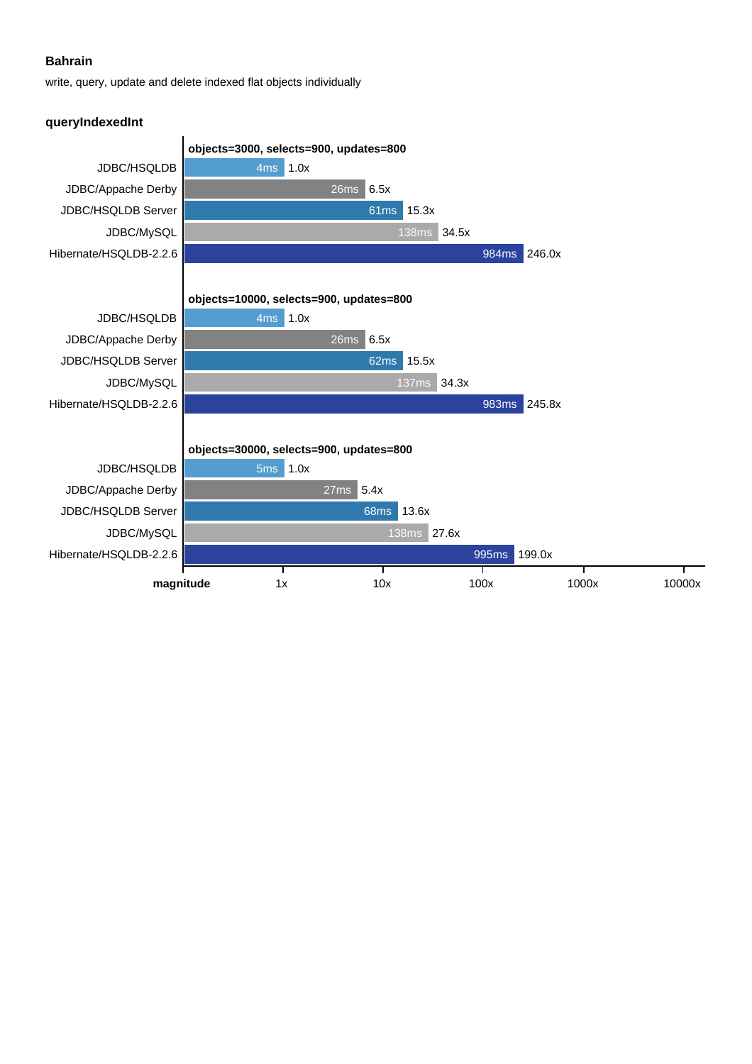**Bahrain**

write, query, update and delete indexed flat objects individually

### queryIndexedInt

**objects=3000, selects=900, updates=800**

| | Time | Magnitude |
|---|---|---|
| JDBC/HSQLDB | 4ms | 1.0x |
| JDBC/Appache Derby | 26ms | 6.5x |
| JDBC/HSQLDB Server | 61ms | 15.3x |
| JDBC/MySQL | 138ms | 34.5x |
| Hibernate/HSQLDB-2.2.6 | 984ms | 246.0x |

**objects=10000, selects=900, updates=800**

| | Time | Magnitude |
|---|---|---|
| JDBC/HSQLDB | 4ms | 1.0x |
| JDBC/Appache Derby | 26ms | 6.5x |
| JDBC/HSQLDB Server | 62ms | 15.5x |
| JDBC/MySQL | 137ms | 34.3x |
| Hibernate/HSQLDB-2.2.6 | 983ms | 245.8x |

**objects=30000, selects=900, updates=800**

| | Time | Magnitude |
|---|---|---|
| JDBC/HSQLDB | 5ms | 1.0x |
| JDBC/Appache Derby | 27ms | 5.4x |
| JDBC/HSQLDB Server | 68ms | 13.6x |
| JDBC/MySQL | 138ms | 27.6x |
| Hibernate/HSQLDB-2.2.6 | 995ms | 199.0x |

**magnitude** 1x 10x 100x 1000x 10000x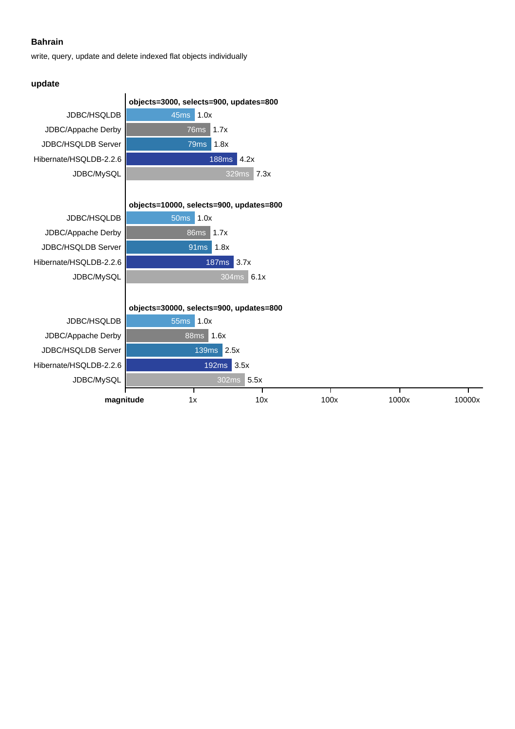**Bahrain**

write, query, update and delete indexed flat objects individually

**update**

**objects=3000, selects=900, updates=800**

| | Time | Magnitude |
|---|---|---|
| JDBC/HSQLDB | 45ms | 1.0x |
| JDBC/Appache Derby | 76ms | 1.7x |
| JDBC/HSQLDB Server | 79ms | 1.8x |
| Hibernate/HSQLDB-2.2.6 | 188ms | 4.2x |
| JDBC/MySQL | 329ms | 7.3x |

**objects=10000, selects=900, updates=800**

| | Time | Magnitude |
|---|---|---|
| JDBC/HSQLDB | 50ms | 1.0x |
| JDBC/Appache Derby | 86ms | 1.7x |
| JDBC/HSQLDB Server | 91ms | 1.8x |
| Hibernate/HSQLDB-2.2.6 | 187ms | 3.7x |
| JDBC/MySQL | 304ms | 6.1x |

**objects=30000, selects=900, updates=800**

| | Time | Magnitude |
|---|---|---|
| JDBC/HSQLDB | 55ms | 1.0x |
| JDBC/Appache Derby | 88ms | 1.6x |
| JDBC/HSQLDB Server | 139ms | 2.5x |
| Hibernate/HSQLDB-2.2.6 | 192ms | 3.5x |
| JDBC/MySQL | 302ms | 5.5x |

**magnitude** 1x 10x 100x 1000x 10000x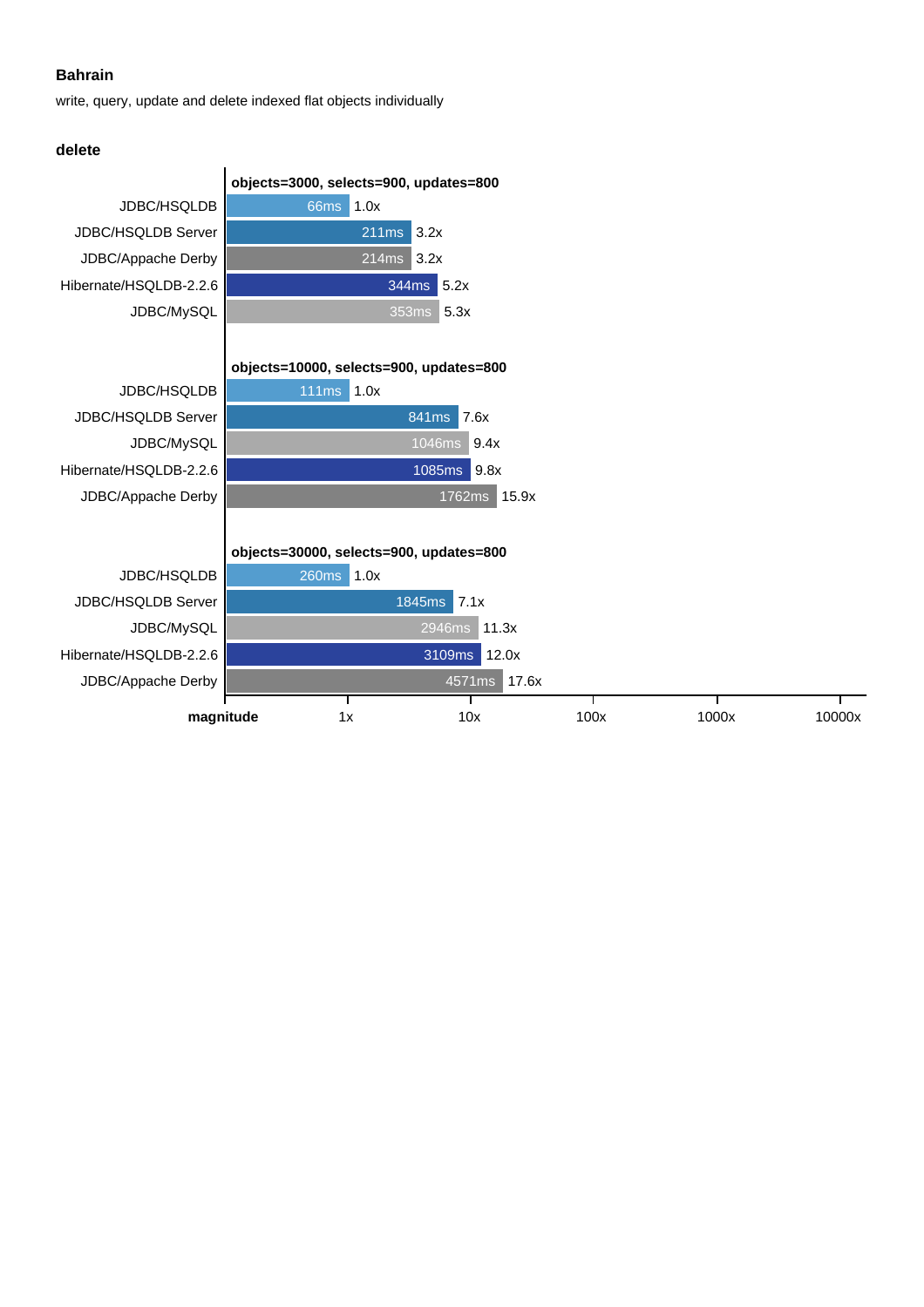**Bahrain**

write, query, update and delete indexed flat objects individually

**delete**

**objects=3000, selects=900, updates=800**

| Database | Time | Magnitude |
|---|---|---|
| JDBC/HSQLDB | 66ms | 1.0x |
| JDBC/HSQLDB Server | 211ms | 3.2x |
| JDBC/Appache Derby | 214ms | 3.2x |
| Hibernate/HSQLDB-2.2.6 | 344ms | 5.2x |
| JDBC/MySQL | 353ms | 5.3x |

**objects=10000, selects=900, updates=800**

| Database | Time | Magnitude |
|---|---|---|
| JDBC/HSQLDB | 111ms | 1.0x |
| JDBC/HSQLDB Server | 841ms | 7.6x |
| JDBC/MySQL | 1046ms | 9.4x |
| Hibernate/HSQLDB-2.2.6 | 1085ms | 9.8x |
| JDBC/Appache Derby | 1762ms | 15.9x |

**objects=30000, selects=900, updates=800**

| Database | Time | Magnitude |
|---|---|---|
| JDBC/HSQLDB | 260ms | 1.0x |
| JDBC/HSQLDB Server | 1845ms | 7.1x |
| JDBC/MySQL | 2946ms | 11.3x |
| Hibernate/HSQLDB-2.2.6 | 3109ms | 12.0x |
| JDBC/Appache Derby | 4571ms | 17.6x |

**magnitude** 1x 10x 100x 1000x 10000x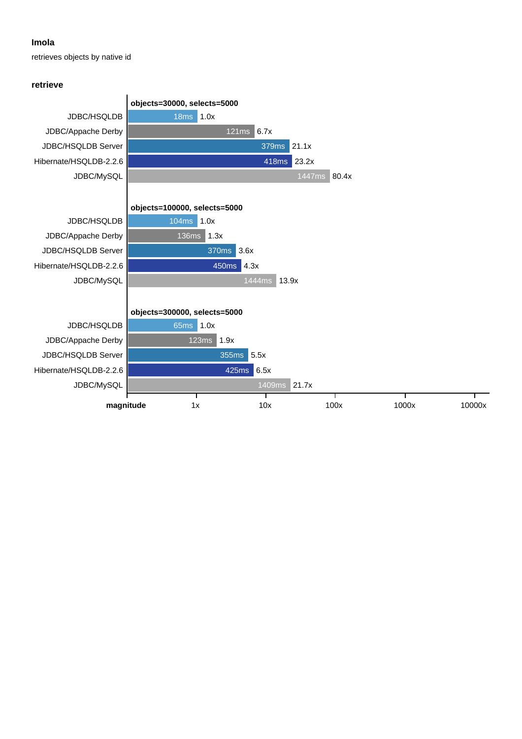**Imola**

retrieves objects by native id

**retrieve**

**objects=30000, selects=5000**

| Implementation | Time | Magnitude |
|---|---|---|
| JDBC/HSQLDB | 18ms | 1.0x |
| JDBC/Appache Derby | 121ms | 6.7x |
| JDBC/HSQLDB Server | 379ms | 21.1x |
| Hibernate/HSQLDB-2.2.6 | 418ms | 23.2x |
| JDBC/MySQL | 1447ms | 80.4x |

**objects=100000, selects=5000**

| Implementation | Time | Magnitude |
|---|---|---|
| JDBC/HSQLDB | 104ms | 1.0x |
| JDBC/Appache Derby | 136ms | 1.3x |
| JDBC/HSQLDB Server | 370ms | 3.6x |
| Hibernate/HSQLDB-2.2.6 | 450ms | 4.3x |
| JDBC/MySQL | 1444ms | 13.9x |

**objects=300000, selects=5000**

| Implementation | Time | Magnitude |
|---|---|---|
| JDBC/HSQLDB | 65ms | 1.0x |
| JDBC/Appache Derby | 123ms | 1.9x |
| JDBC/HSQLDB Server | 355ms | 5.5x |
| Hibernate/HSQLDB-2.2.6 | 425ms | 6.5x |
| JDBC/MySQL | 1409ms | 21.7x |

**magnitude**: 1x, 10x, 100x, 1000x, 10000x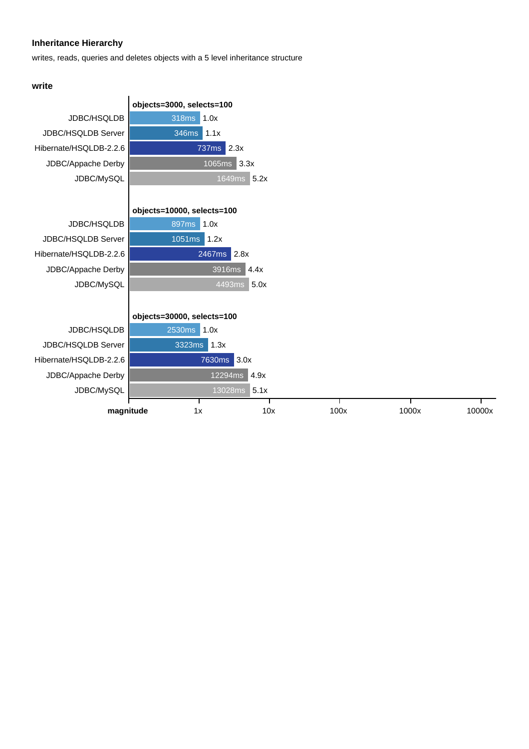### Inheritance Hierarchy

writes, reads, queries and deletes objects with a 5 level inheritance structure

#### write

**objects=3000, selects=100**

| Database | Time | Magnitude |
|---|---|---|
| JDBC/HSQLDB | 318ms | 1.0x |
| JDBC/HSQLDB Server | 346ms | 1.1x |
| Hibernate/HSQLDB-2.2.6 | 737ms | 2.3x |
| JDBC/Appache Derby | 1065ms | 3.3x |
| JDBC/MySQL | 1649ms | 5.2x |

**objects=10000, selects=100**

| Database | Time | Magnitude |
|---|---|---|
| JDBC/HSQLDB | 897ms | 1.0x |
| JDBC/HSQLDB Server | 1051ms | 1.2x |
| Hibernate/HSQLDB-2.2.6 | 2467ms | 2.8x |
| JDBC/Appache Derby | 3916ms | 4.4x |
| JDBC/MySQL | 4493ms | 5.0x |

**objects=30000, selects=100**

| Database | Time | Magnitude |
|---|---|---|
| JDBC/HSQLDB | 2530ms | 1.0x |
| JDBC/HSQLDB Server | 3323ms | 1.3x |
| Hibernate/HSQLDB-2.2.6 | 7630ms | 3.0x |
| JDBC/Appache Derby | 12294ms | 4.9x |
| JDBC/MySQL | 13028ms | 5.1x |

**magnitude** 1x 10x 100x 1000x 10000x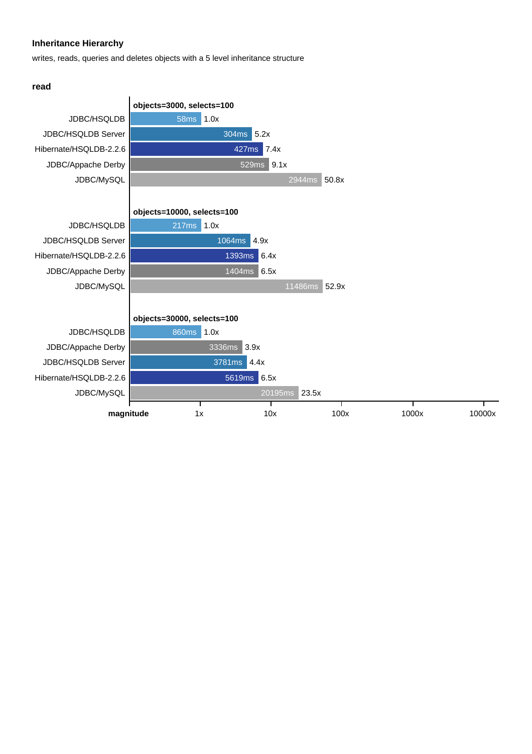### Inheritance Hierarchy

writes, reads, queries and deletes objects with a 5 level inheritance structure

#### read

**objects=3000, selects=100**

| Implementation | Time | Magnitude |
|---|---|---|
| JDBC/HSQLDB | 58ms | 1.0x |
| JDBC/HSQLDB Server | 304ms | 5.2x |
| Hibernate/HSQLDB-2.2.6 | 427ms | 7.4x |
| JDBC/Appache Derby | 529ms | 9.1x |
| JDBC/MySQL | 2944ms | 50.8x |

**objects=10000, selects=100**

| Implementation | Time | Magnitude |
|---|---|---|
| JDBC/HSQLDB | 217ms | 1.0x |
| JDBC/HSQLDB Server | 1064ms | 4.9x |
| Hibernate/HSQLDB-2.2.6 | 1393ms | 6.4x |
| JDBC/Appache Derby | 1404ms | 6.5x |
| JDBC/MySQL | 11486ms | 52.9x |

**objects=30000, selects=100**

| Implementation | Time | Magnitude |
|---|---|---|
| JDBC/HSQLDB | 860ms | 1.0x |
| JDBC/Appache Derby | 3336ms | 3.9x |
| JDBC/HSQLDB Server | 3781ms | 4.4x |
| Hibernate/HSQLDB-2.2.6 | 5619ms | 6.5x |
| JDBC/MySQL | 20195ms | 23.5x |

magnitude: 1x, 10x, 100x, 1000x, 10000x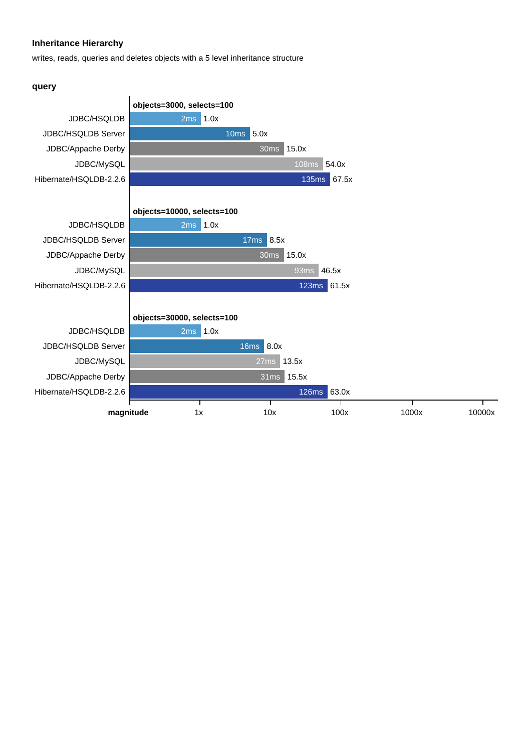**Inheritance Hierarchy**

writes, reads, queries and deletes objects with a 5 level inheritance structure

**query**

**objects=3000, selects=100**

| Database | Time | Magnitude |
|---|---|---|
| JDBC/HSQLDB | 2ms | 1.0x |
| JDBC/HSQLDB Server | 10ms | 5.0x |
| JDBC/Appache Derby | 30ms | 15.0x |
| JDBC/MySQL | 108ms | 54.0x |
| Hibernate/HSQLDB-2.2.6 | 135ms | 67.5x |

**objects=10000, selects=100**

| Database | Time | Magnitude |
|---|---|---|
| JDBC/HSQLDB | 2ms | 1.0x |
| JDBC/HSQLDB Server | 17ms | 8.5x |
| JDBC/Appache Derby | 30ms | 15.0x |
| JDBC/MySQL | 93ms | 46.5x |
| Hibernate/HSQLDB-2.2.6 | 123ms | 61.5x |

**objects=30000, selects=100**

| Database | Time | Magnitude |
|---|---|---|
| JDBC/HSQLDB | 2ms | 1.0x |
| JDBC/HSQLDB Server | 16ms | 8.0x |
| JDBC/MySQL | 27ms | 13.5x |
| JDBC/Appache Derby | 31ms | 15.5x |
| Hibernate/HSQLDB-2.2.6 | 126ms | 63.0x |

**magnitude** 1x 10x 100x 1000x 10000x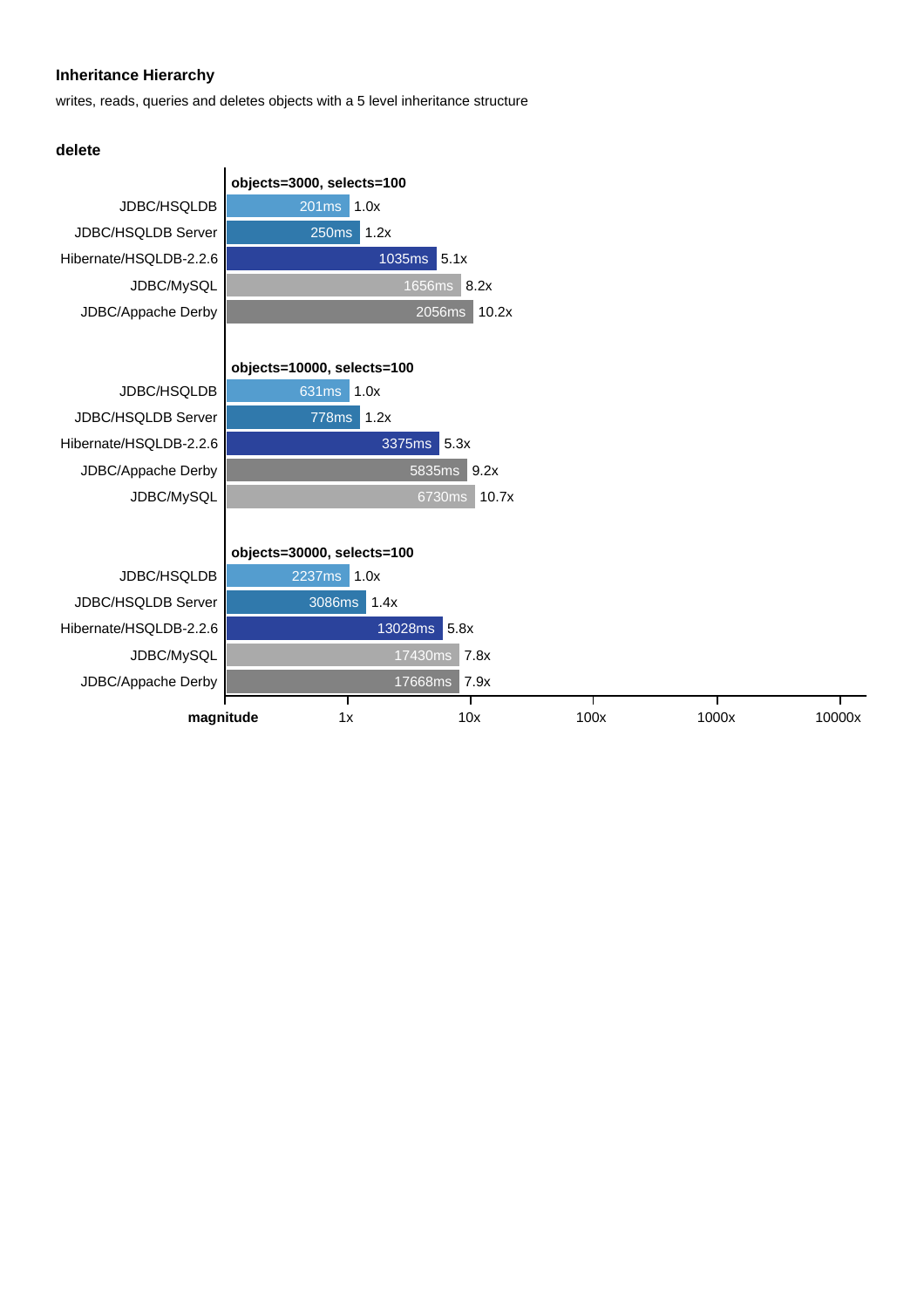### Inheritance Hierarchy

writes, reads, queries and deletes objects with a 5 level inheritance structure

#### delete

**objects=3000, selects=100**

| Implementation | Time | Magnitude |
|---|---|---|
| JDBC/HSQLDB | 201ms | 1.0x |
| JDBC/HSQLDB Server | 250ms | 1.2x |
| Hibernate/HSQLDB-2.2.6 | 1035ms | 5.1x |
| JDBC/MySQL | 1656ms | 8.2x |
| JDBC/Appache Derby | 2056ms | 10.2x |

**objects=10000, selects=100**

| Implementation | Time | Magnitude |
|---|---|---|
| JDBC/HSQLDB | 631ms | 1.0x |
| JDBC/HSQLDB Server | 778ms | 1.2x |
| Hibernate/HSQLDB-2.2.6 | 3375ms | 5.3x |
| JDBC/Appache Derby | 5835ms | 9.2x |
| JDBC/MySQL | 6730ms | 10.7x |

**objects=30000, selects=100**

| Implementation | Time | Magnitude |
|---|---|---|
| JDBC/HSQLDB | 2237ms | 1.0x |
| JDBC/HSQLDB Server | 3086ms | 1.4x |
| Hibernate/HSQLDB-2.2.6 | 13028ms | 5.8x |
| JDBC/MySQL | 17430ms | 7.8x |
| JDBC/Appache Derby | 17668ms | 7.9x |

**magnitude** 1x 10x 100x 1000x 10000x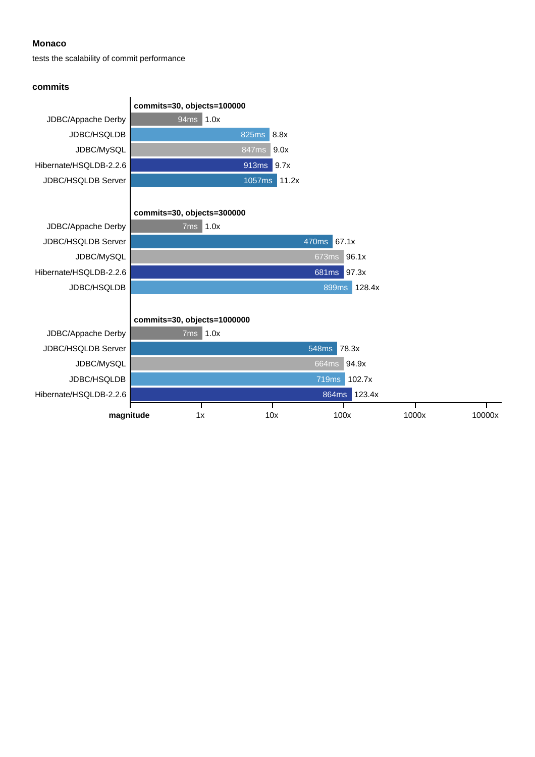**Monaco**

tests the scalability of commit performance

**commits**

| commits=30, objects=100000 | Time | Magnitude |
| --- | --- | --- |
| JDBC/Appache Derby | 94ms | 1.0x |
| JDBC/HSQLDB | 825ms | 8.8x |
| JDBC/MySQL | 847ms | 9.0x |
| Hibernate/HSQLDB-2.2.6 | 913ms | 9.7x |
| JDBC/HSQLDB Server | 1057ms | 11.2x |

| commits=30, objects=300000 | Time | Magnitude |
| --- | --- | --- |
| JDBC/Appache Derby | 7ms | 1.0x |
| JDBC/HSQLDB Server | 470ms | 67.1x |
| JDBC/MySQL | 673ms | 96.1x |
| Hibernate/HSQLDB-2.2.6 | 681ms | 97.3x |
| JDBC/HSQLDB | 899ms | 128.4x |

| commits=30, objects=1000000 | Time | Magnitude |
| --- | --- | --- |
| JDBC/Appache Derby | 7ms | 1.0x |
| JDBC/HSQLDB Server | 548ms | 78.3x |
| JDBC/MySQL | 664ms | 94.9x |
| JDBC/HSQLDB | 719ms | 102.7x |
| Hibernate/HSQLDB-2.2.6 | 864ms | 123.4x |

**magnitude** 1x 10x 100x 1000x 10000x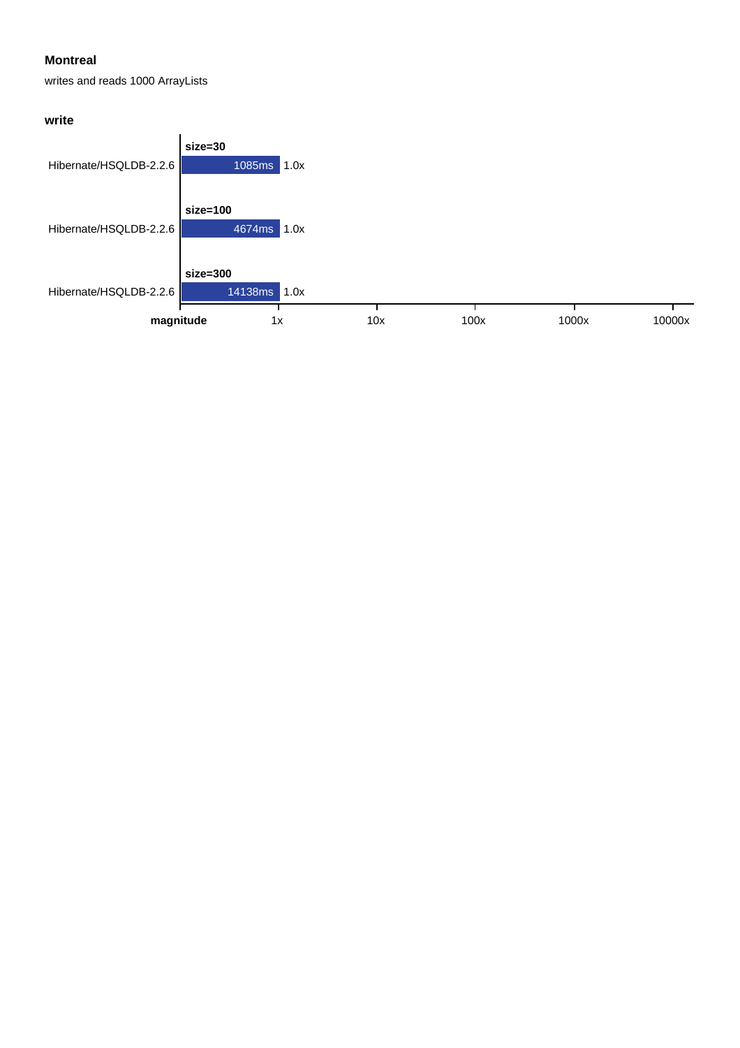### Montreal

writes and reads 1000 ArrayLists

#### write

| | size | time | magnitude |
|---|---|---|---|
| Hibernate/HSQLDB-2.2.6 | size=30 | 1085ms | 1.0x |
| Hibernate/HSQLDB-2.2.6 | size=100 | 4674ms | 1.0x |
| Hibernate/HSQLDB-2.2.6 | size=300 | 14138ms | 1.0x |

**magnitude** 1x 10x 100x 1000x 10000x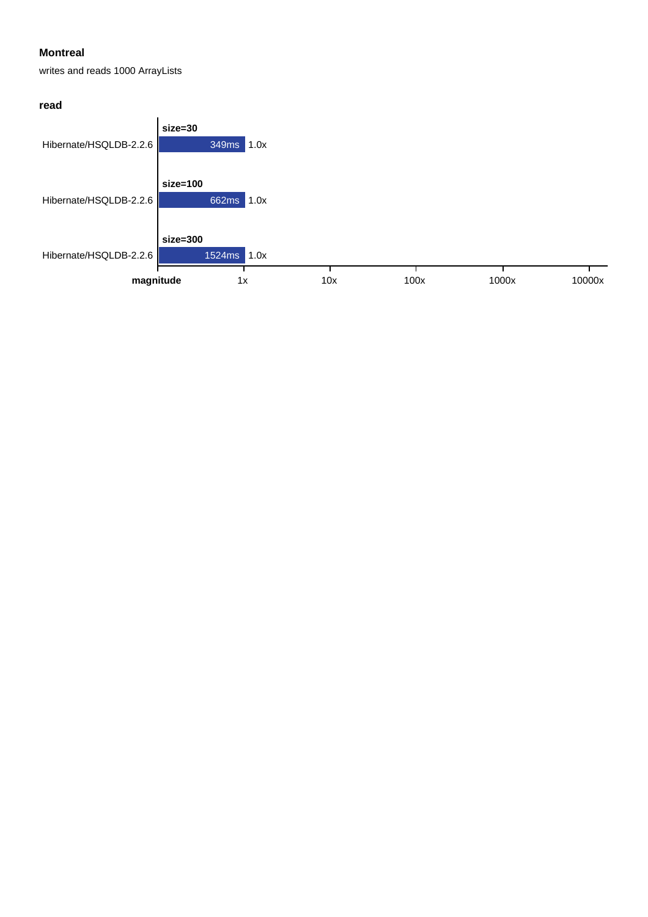## Montreal

writes and reads 1000 ArrayLists

### read

| | | | |
|---|---|---|---|
| size=30 | Hibernate/HSQLDB-2.2.6 | 349ms | 1.0x |
| size=100 | Hibernate/HSQLDB-2.2.6 | 662ms | 1.0x |
| size=300 | Hibernate/HSQLDB-2.2.6 | 1524ms | 1.0x |

**magnitude** 1x 10x 100x 1000x 10000x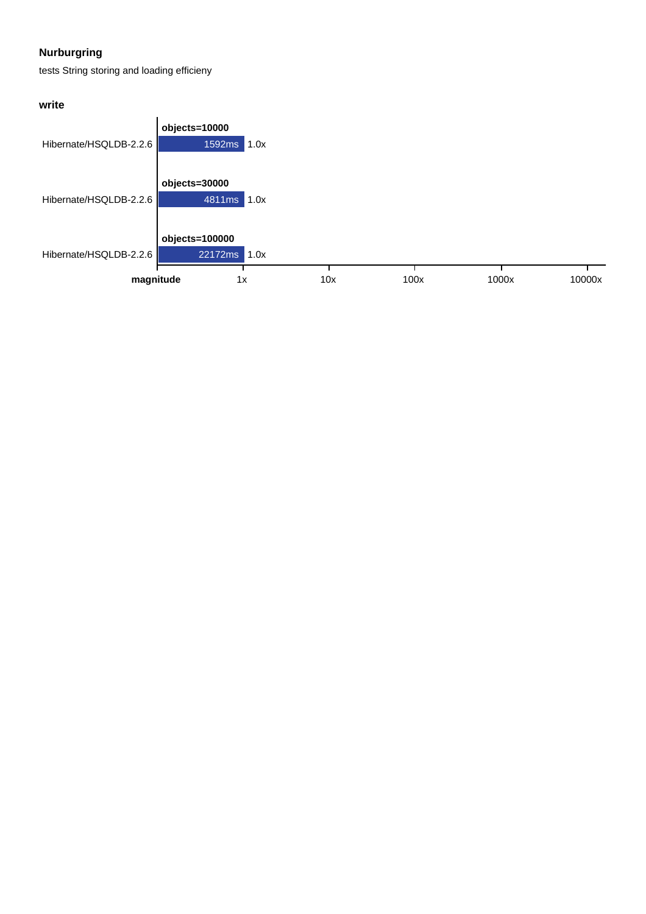### Nurburgring

tests String storing and loading efficieny

#### write

| | objects=10000 | |
|---|---|---|
| Hibernate/HSQLDB-2.2.6 | 1592ms | 1.0x |

| | objects=30000 | |
|---|---|---|
| Hibernate/HSQLDB-2.2.6 | 4811ms | 1.0x |

| | objects=100000 | |
|---|---|---|
| Hibernate/HSQLDB-2.2.6 | 22172ms | 1.0x |

magnitude: 1x, 10x, 100x, 1000x, 10000x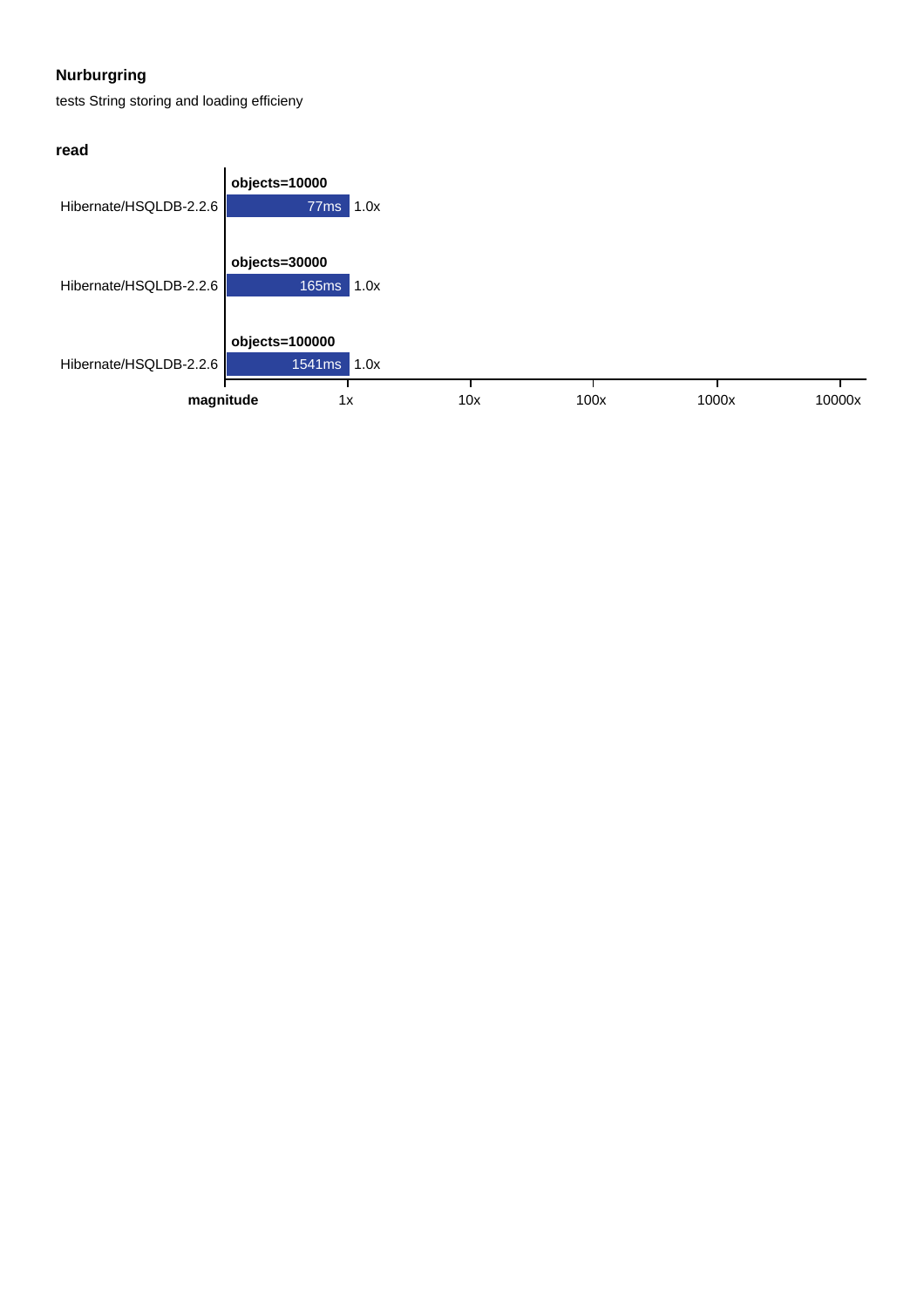### Nurburgring

tests String storing and loading efficieny

#### read

objects=10000

Hibernate/HSQLDB-2.2.6 77ms 1.0x

objects=30000

Hibernate/HSQLDB-2.2.6 165ms 1.0x

objects=100000

Hibernate/HSQLDB-2.2.6 1541ms 1.0x

magnitude 1x 10x 100x 1000x 10000x